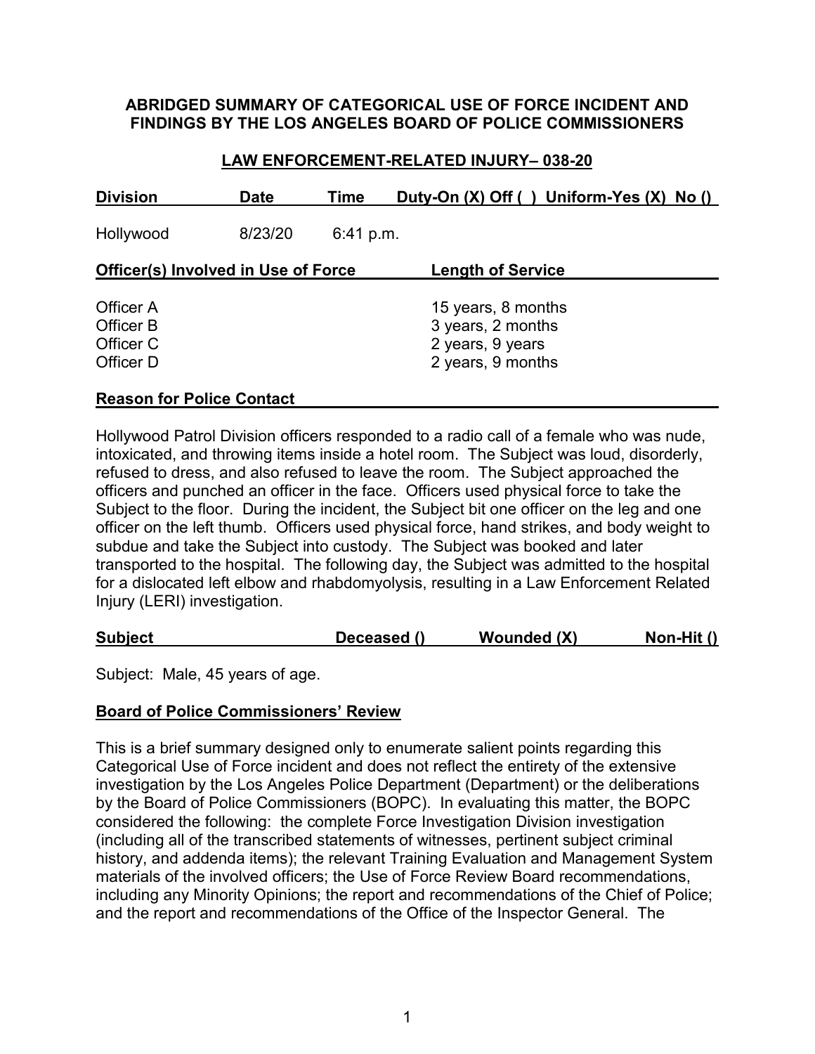**ABRIDGED SUMMARY OF CATEGORICAL USE OF FORCE INCIDENT AND FINDINGS BY THE LOS ANGELES BOARD OF POLICE COMMISSIONERS**

**LAW ENFORCEMENT-RELATED INJURY– 038-20**

| Division | Date | Time | Duty-On (X) Off ( ) Uniform-Yes (X) No () |
|---|---|---|---|
| Hollywood | 8/23/20 | 6:41 p.m. | |

| Officer(s) Involved in Use of Force | Length of Service |
|---|---|
| Officer A | 15 years, 8 months |
| Officer B | 3 years, 2 months |
| Officer C | 2 years, 9 years |
| Officer D | 2 years, 9 months |

**Reason for Police Contact**

Hollywood Patrol Division officers responded to a radio call of a female who was nude, intoxicated, and throwing items inside a hotel room. The Subject was loud, disorderly, refused to dress, and also refused to leave the room. The Subject approached the officers and punched an officer in the face. Officers used physical force to take the Subject to the floor. During the incident, the Subject bit one officer on the leg and one officer on the left thumb. Officers used physical force, hand strikes, and body weight to subdue and take the Subject into custody. The Subject was booked and later transported to the hospital. The following day, the Subject was admitted to the hospital for a dislocated left elbow and rhabdomyolysis, resulting in a Law Enforcement Related Injury (LERI) investigation.

| Subject | Deceased () | Wounded (X) | Non-Hit () |
|---|---|---|---|

Subject: Male, 45 years of age.

**Board of Police Commissioners' Review**

This is a brief summary designed only to enumerate salient points regarding this Categorical Use of Force incident and does not reflect the entirety of the extensive investigation by the Los Angeles Police Department (Department) or the deliberations by the Board of Police Commissioners (BOPC). In evaluating this matter, the BOPC considered the following: the complete Force Investigation Division investigation (including all of the transcribed statements of witnesses, pertinent subject criminal history, and addenda items); the relevant Training Evaluation and Management System materials of the involved officers; the Use of Force Review Board recommendations, including any Minority Opinions; the report and recommendations of the Chief of Police; and the report and recommendations of the Office of the Inspector General. The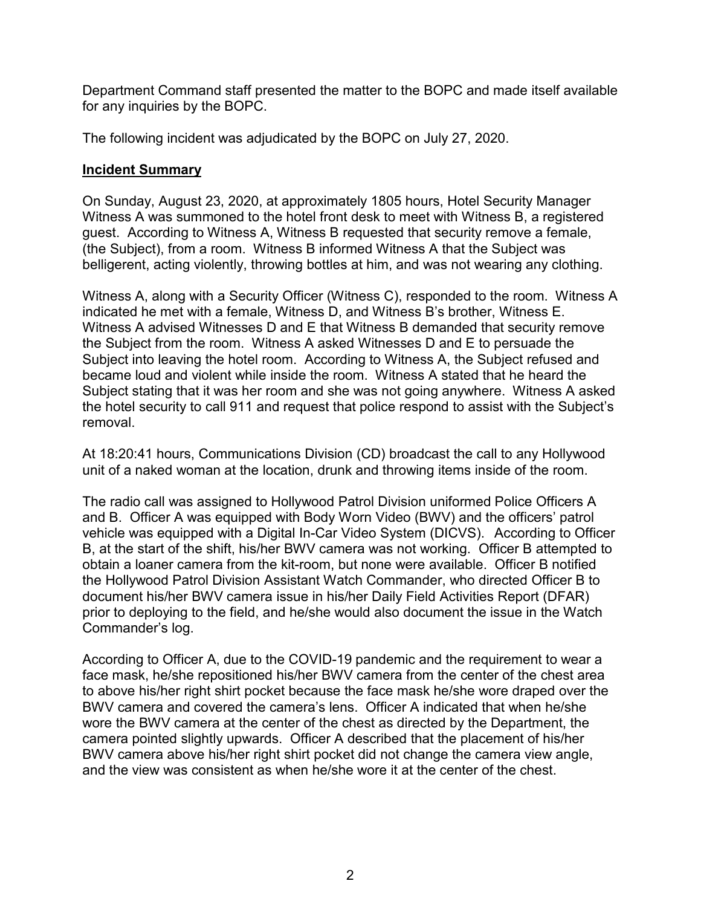Department Command staff presented the matter to the BOPC and made itself available for any inquiries by the BOPC.

The following incident was adjudicated by the BOPC on July 27, 2020.

**Incident Summary**

On Sunday, August 23, 2020, at approximately 1805 hours, Hotel Security Manager Witness A was summoned to the hotel front desk to meet with Witness B, a registered guest. According to Witness A, Witness B requested that security remove a female, (the Subject), from a room. Witness B informed Witness A that the Subject was belligerent, acting violently, throwing bottles at him, and was not wearing any clothing.

Witness A, along with a Security Officer (Witness C), responded to the room. Witness A indicated he met with a female, Witness D, and Witness B's brother, Witness E. Witness A advised Witnesses D and E that Witness B demanded that security remove the Subject from the room. Witness A asked Witnesses D and E to persuade the Subject into leaving the hotel room. According to Witness A, the Subject refused and became loud and violent while inside the room. Witness A stated that he heard the Subject stating that it was her room and she was not going anywhere. Witness A asked the hotel security to call 911 and request that police respond to assist with the Subject's removal.

At 18:20:41 hours, Communications Division (CD) broadcast the call to any Hollywood unit of a naked woman at the location, drunk and throwing items inside of the room.

The radio call was assigned to Hollywood Patrol Division uniformed Police Officers A and B. Officer A was equipped with Body Worn Video (BWV) and the officers' patrol vehicle was equipped with a Digital In-Car Video System (DICVS). According to Officer B, at the start of the shift, his/her BWV camera was not working. Officer B attempted to obtain a loaner camera from the kit-room, but none were available. Officer B notified the Hollywood Patrol Division Assistant Watch Commander, who directed Officer B to document his/her BWV camera issue in his/her Daily Field Activities Report (DFAR) prior to deploying to the field, and he/she would also document the issue in the Watch Commander's log.

According to Officer A, due to the COVID-19 pandemic and the requirement to wear a face mask, he/she repositioned his/her BWV camera from the center of the chest area to above his/her right shirt pocket because the face mask he/she wore draped over the BWV camera and covered the camera's lens. Officer A indicated that when he/she wore the BWV camera at the center of the chest as directed by the Department, the camera pointed slightly upwards. Officer A described that the placement of his/her BWV camera above his/her right shirt pocket did not change the camera view angle, and the view was consistent as when he/she wore it at the center of the chest.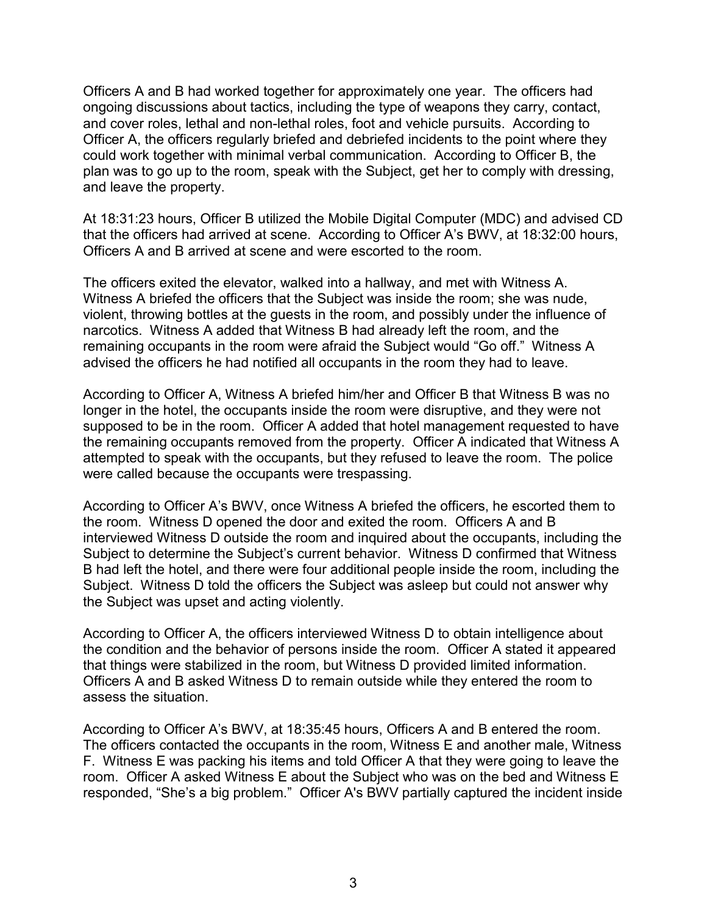Officers A and B had worked together for approximately one year. The officers had ongoing discussions about tactics, including the type of weapons they carry, contact, and cover roles, lethal and non-lethal roles, foot and vehicle pursuits. According to Officer A, the officers regularly briefed and debriefed incidents to the point where they could work together with minimal verbal communication. According to Officer B, the plan was to go up to the room, speak with the Subject, get her to comply with dressing, and leave the property.

At 18:31:23 hours, Officer B utilized the Mobile Digital Computer (MDC) and advised CD that the officers had arrived at scene. According to Officer A's BWV, at 18:32:00 hours, Officers A and B arrived at scene and were escorted to the room.

The officers exited the elevator, walked into a hallway, and met with Witness A. Witness A briefed the officers that the Subject was inside the room; she was nude, violent, throwing bottles at the guests in the room, and possibly under the influence of narcotics. Witness A added that Witness B had already left the room, and the remaining occupants in the room were afraid the Subject would "Go off." Witness A advised the officers he had notified all occupants in the room they had to leave.

According to Officer A, Witness A briefed him/her and Officer B that Witness B was no longer in the hotel, the occupants inside the room were disruptive, and they were not supposed to be in the room. Officer A added that hotel management requested to have the remaining occupants removed from the property. Officer A indicated that Witness A attempted to speak with the occupants, but they refused to leave the room. The police were called because the occupants were trespassing.

According to Officer A's BWV, once Witness A briefed the officers, he escorted them to the room. Witness D opened the door and exited the room. Officers A and B interviewed Witness D outside the room and inquired about the occupants, including the Subject to determine the Subject's current behavior. Witness D confirmed that Witness B had left the hotel, and there were four additional people inside the room, including the Subject. Witness D told the officers the Subject was asleep but could not answer why the Subject was upset and acting violently.

According to Officer A, the officers interviewed Witness D to obtain intelligence about the condition and the behavior of persons inside the room. Officer A stated it appeared that things were stabilized in the room, but Witness D provided limited information. Officers A and B asked Witness D to remain outside while they entered the room to assess the situation.

According to Officer A's BWV, at 18:35:45 hours, Officers A and B entered the room. The officers contacted the occupants in the room, Witness E and another male, Witness F. Witness E was packing his items and told Officer A that they were going to leave the room. Officer A asked Witness E about the Subject who was on the bed and Witness E responded, "She's a big problem." Officer A's BWV partially captured the incident inside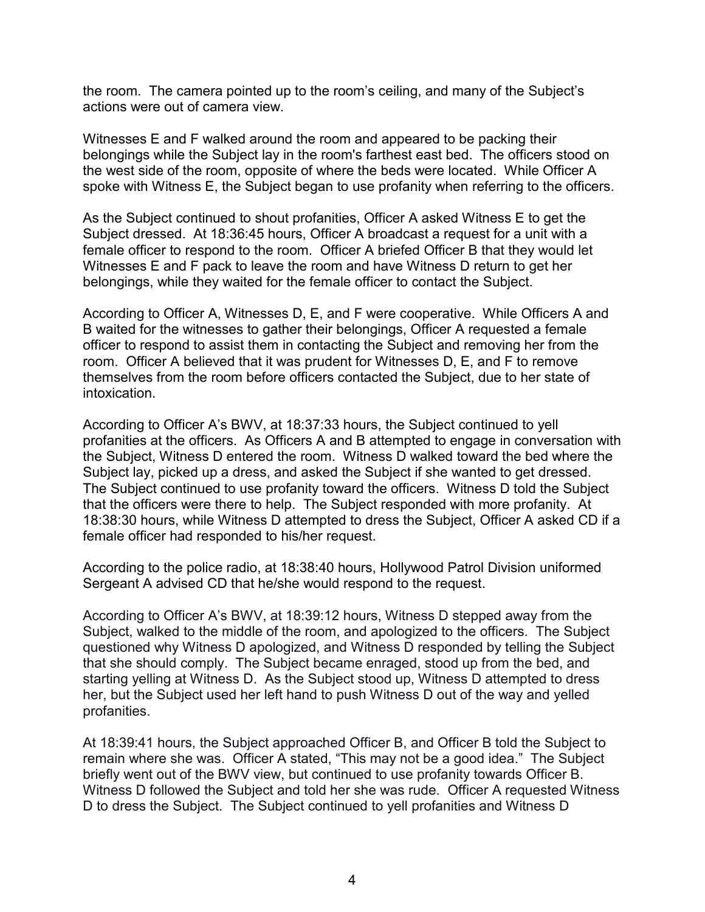the room. The camera pointed up to the room's ceiling, and many of the Subject's actions were out of camera view.

Witnesses E and F walked around the room and appeared to be packing their belongings while the Subject lay in the room's farthest east bed. The officers stood on the west side of the room, opposite of where the beds were located. While Officer A spoke with Witness E, the Subject began to use profanity when referring to the officers.

As the Subject continued to shout profanities, Officer A asked Witness E to get the Subject dressed. At 18:36:45 hours, Officer A broadcast a request for a unit with a female officer to respond to the room. Officer A briefed Officer B that they would let Witnesses E and F pack to leave the room and have Witness D return to get her belongings, while they waited for the female officer to contact the Subject.

According to Officer A, Witnesses D, E, and F were cooperative. While Officers A and B waited for the witnesses to gather their belongings, Officer A requested a female officer to respond to assist them in contacting the Subject and removing her from the room. Officer A believed that it was prudent for Witnesses D, E, and F to remove themselves from the room before officers contacted the Subject, due to her state of intoxication.

According to Officer A's BWV, at 18:37:33 hours, the Subject continued to yell profanities at the officers. As Officers A and B attempted to engage in conversation with the Subject, Witness D entered the room. Witness D walked toward the bed where the Subject lay, picked up a dress, and asked the Subject if she wanted to get dressed. The Subject continued to use profanity toward the officers. Witness D told the Subject that the officers were there to help. The Subject responded with more profanity. At 18:38:30 hours, while Witness D attempted to dress the Subject, Officer A asked CD if a female officer had responded to his/her request.

According to the police radio, at 18:38:40 hours, Hollywood Patrol Division uniformed Sergeant A advised CD that he/she would respond to the request.

According to Officer A's BWV, at 18:39:12 hours, Witness D stepped away from the Subject, walked to the middle of the room, and apologized to the officers. The Subject questioned why Witness D apologized, and Witness D responded by telling the Subject that she should comply. The Subject became enraged, stood up from the bed, and starting yelling at Witness D. As the Subject stood up, Witness D attempted to dress her, but the Subject used her left hand to push Witness D out of the way and yelled profanities.

At 18:39:41 hours, the Subject approached Officer B, and Officer B told the Subject to remain where she was. Officer A stated, "This may not be a good idea." The Subject briefly went out of the BWV view, but continued to use profanity towards Officer B. Witness D followed the Subject and told her she was rude. Officer A requested Witness D to dress the Subject. The Subject continued to yell profanities and Witness D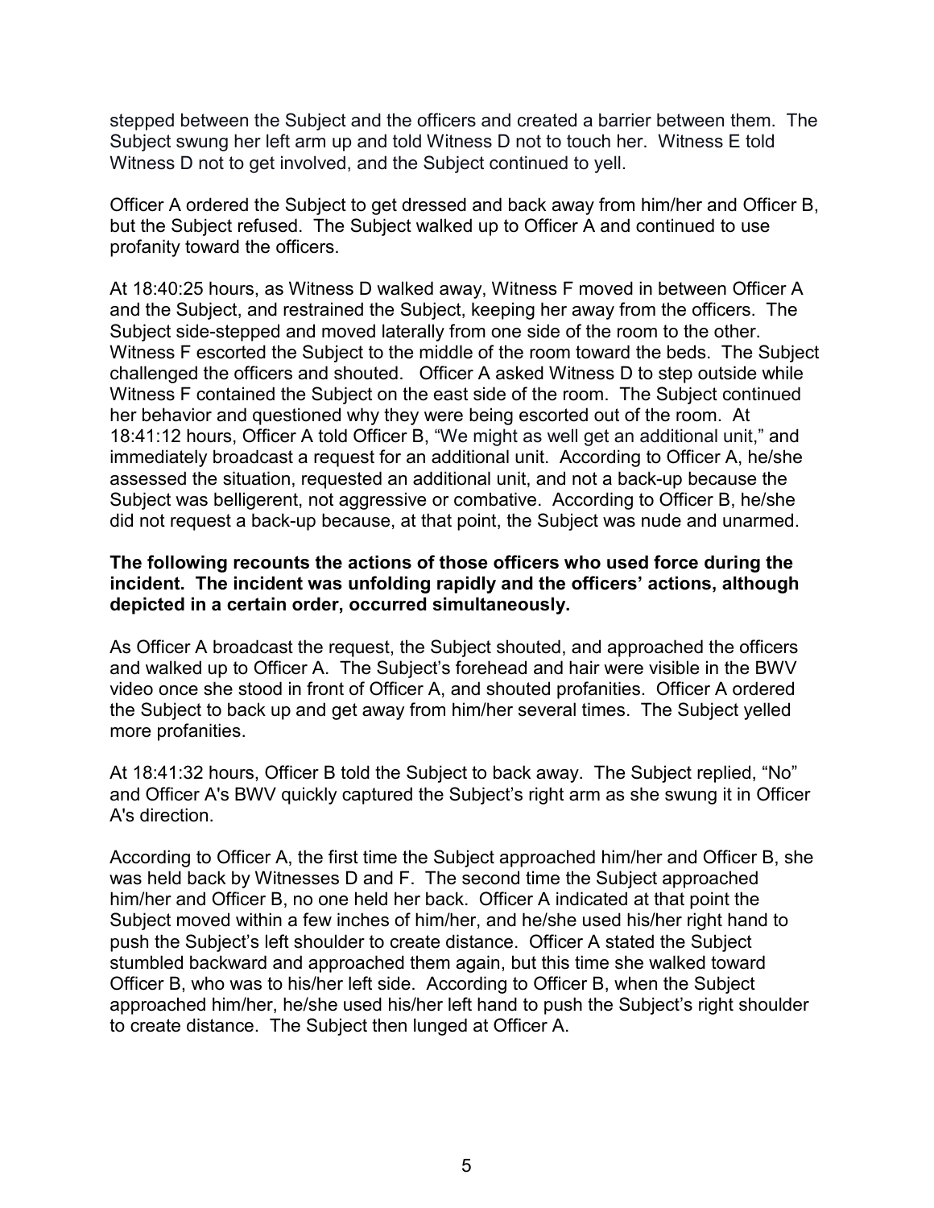stepped between the Subject and the officers and created a barrier between them. The Subject swung her left arm up and told Witness D not to touch her. Witness E told Witness D not to get involved, and the Subject continued to yell.

Officer A ordered the Subject to get dressed and back away from him/her and Officer B, but the Subject refused. The Subject walked up to Officer A and continued to use profanity toward the officers.

At 18:40:25 hours, as Witness D walked away, Witness F moved in between Officer A and the Subject, and restrained the Subject, keeping her away from the officers. The Subject side-stepped and moved laterally from one side of the room to the other. Witness F escorted the Subject to the middle of the room toward the beds. The Subject challenged the officers and shouted. Officer A asked Witness D to step outside while Witness F contained the Subject on the east side of the room. The Subject continued her behavior and questioned why they were being escorted out of the room. At 18:41:12 hours, Officer A told Officer B, "We might as well get an additional unit," and immediately broadcast a request for an additional unit. According to Officer A, he/she assessed the situation, requested an additional unit, and not a back-up because the Subject was belligerent, not aggressive or combative. According to Officer B, he/she did not request a back-up because, at that point, the Subject was nude and unarmed.

**The following recounts the actions of those officers who used force during the incident. The incident was unfolding rapidly and the officers' actions, although depicted in a certain order, occurred simultaneously.**

As Officer A broadcast the request, the Subject shouted, and approached the officers and walked up to Officer A. The Subject's forehead and hair were visible in the BWV video once she stood in front of Officer A, and shouted profanities. Officer A ordered the Subject to back up and get away from him/her several times. The Subject yelled more profanities.

At 18:41:32 hours, Officer B told the Subject to back away. The Subject replied, "No" and Officer A's BWV quickly captured the Subject's right arm as she swung it in Officer A's direction.

According to Officer A, the first time the Subject approached him/her and Officer B, she was held back by Witnesses D and F. The second time the Subject approached him/her and Officer B, no one held her back. Officer A indicated at that point the Subject moved within a few inches of him/her, and he/she used his/her right hand to push the Subject's left shoulder to create distance. Officer A stated the Subject stumbled backward and approached them again, but this time she walked toward Officer B, who was to his/her left side. According to Officer B, when the Subject approached him/her, he/she used his/her left hand to push the Subject's right shoulder to create distance. The Subject then lunged at Officer A.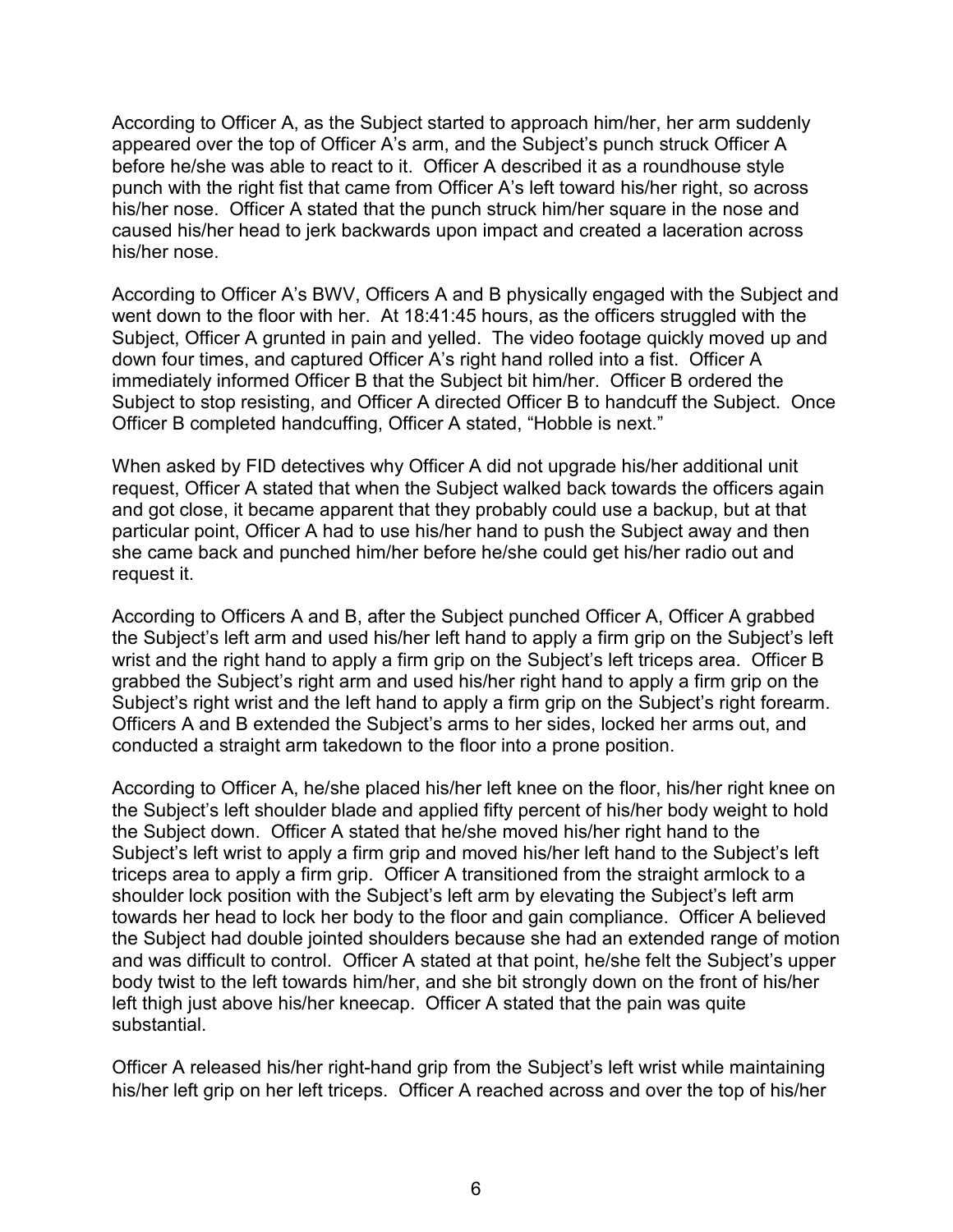According to Officer A, as the Subject started to approach him/her, her arm suddenly appeared over the top of Officer A's arm, and the Subject's punch struck Officer A before he/she was able to react to it. Officer A described it as a roundhouse style punch with the right fist that came from Officer A's left toward his/her right, so across his/her nose. Officer A stated that the punch struck him/her square in the nose and caused his/her head to jerk backwards upon impact and created a laceration across his/her nose.

According to Officer A's BWV, Officers A and B physically engaged with the Subject and went down to the floor with her. At 18:41:45 hours, as the officers struggled with the Subject, Officer A grunted in pain and yelled. The video footage quickly moved up and down four times, and captured Officer A's right hand rolled into a fist. Officer A immediately informed Officer B that the Subject bit him/her. Officer B ordered the Subject to stop resisting, and Officer A directed Officer B to handcuff the Subject. Once Officer B completed handcuffing, Officer A stated, "Hobble is next."

When asked by FID detectives why Officer A did not upgrade his/her additional unit request, Officer A stated that when the Subject walked back towards the officers again and got close, it became apparent that they probably could use a backup, but at that particular point, Officer A had to use his/her hand to push the Subject away and then she came back and punched him/her before he/she could get his/her radio out and request it.

According to Officers A and B, after the Subject punched Officer A, Officer A grabbed the Subject's left arm and used his/her left hand to apply a firm grip on the Subject's left wrist and the right hand to apply a firm grip on the Subject's left triceps area. Officer B grabbed the Subject's right arm and used his/her right hand to apply a firm grip on the Subject's right wrist and the left hand to apply a firm grip on the Subject's right forearm. Officers A and B extended the Subject's arms to her sides, locked her arms out, and conducted a straight arm takedown to the floor into a prone position.

According to Officer A, he/she placed his/her left knee on the floor, his/her right knee on the Subject's left shoulder blade and applied fifty percent of his/her body weight to hold the Subject down. Officer A stated that he/she moved his/her right hand to the Subject's left wrist to apply a firm grip and moved his/her left hand to the Subject's left triceps area to apply a firm grip. Officer A transitioned from the straight armlock to a shoulder lock position with the Subject's left arm by elevating the Subject's left arm towards her head to lock her body to the floor and gain compliance. Officer A believed the Subject had double jointed shoulders because she had an extended range of motion and was difficult to control. Officer A stated at that point, he/she felt the Subject's upper body twist to the left towards him/her, and she bit strongly down on the front of his/her left thigh just above his/her kneecap. Officer A stated that the pain was quite substantial.

Officer A released his/her right-hand grip from the Subject's left wrist while maintaining his/her left grip on her left triceps. Officer A reached across and over the top of his/her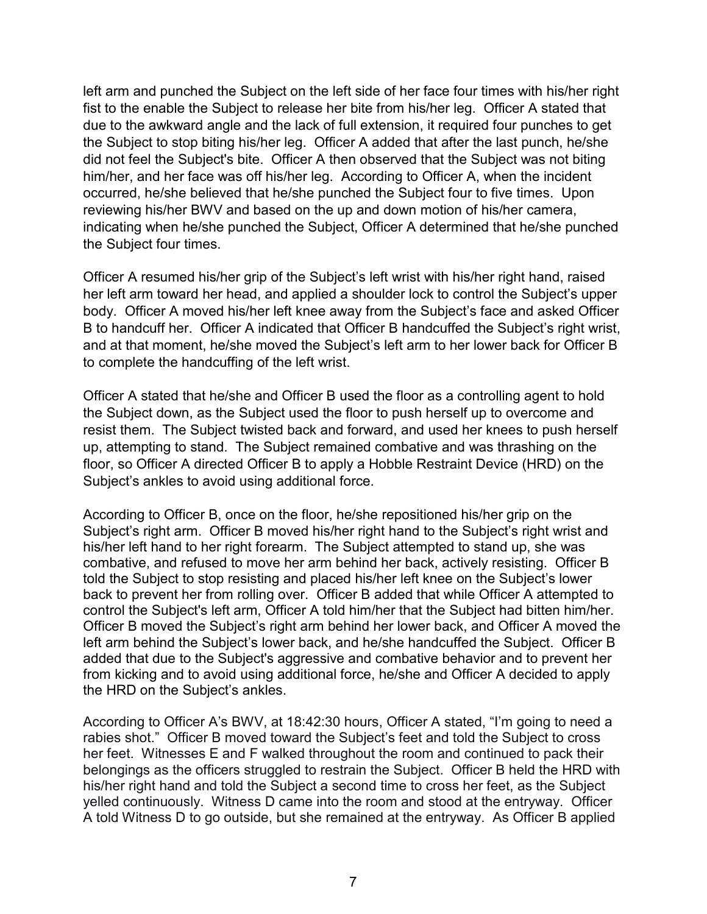left arm and punched the Subject on the left side of her face four times with his/her right fist to the enable the Subject to release her bite from his/her leg. Officer A stated that due to the awkward angle and the lack of full extension, it required four punches to get the Subject to stop biting his/her leg. Officer A added that after the last punch, he/she did not feel the Subject's bite. Officer A then observed that the Subject was not biting him/her, and her face was off his/her leg. According to Officer A, when the incident occurred, he/she believed that he/she punched the Subject four to five times. Upon reviewing his/her BWV and based on the up and down motion of his/her camera, indicating when he/she punched the Subject, Officer A determined that he/she punched the Subject four times.

Officer A resumed his/her grip of the Subject's left wrist with his/her right hand, raised her left arm toward her head, and applied a shoulder lock to control the Subject's upper body. Officer A moved his/her left knee away from the Subject's face and asked Officer B to handcuff her. Officer A indicated that Officer B handcuffed the Subject's right wrist, and at that moment, he/she moved the Subject's left arm to her lower back for Officer B to complete the handcuffing of the left wrist.

Officer A stated that he/she and Officer B used the floor as a controlling agent to hold the Subject down, as the Subject used the floor to push herself up to overcome and resist them. The Subject twisted back and forward, and used her knees to push herself up, attempting to stand. The Subject remained combative and was thrashing on the floor, so Officer A directed Officer B to apply a Hobble Restraint Device (HRD) on the Subject's ankles to avoid using additional force.

According to Officer B, once on the floor, he/she repositioned his/her grip on the Subject's right arm. Officer B moved his/her right hand to the Subject's right wrist and his/her left hand to her right forearm. The Subject attempted to stand up, she was combative, and refused to move her arm behind her back, actively resisting. Officer B told the Subject to stop resisting and placed his/her left knee on the Subject's lower back to prevent her from rolling over. Officer B added that while Officer A attempted to control the Subject's left arm, Officer A told him/her that the Subject had bitten him/her. Officer B moved the Subject's right arm behind her lower back, and Officer A moved the left arm behind the Subject's lower back, and he/she handcuffed the Subject. Officer B added that due to the Subject's aggressive and combative behavior and to prevent her from kicking and to avoid using additional force, he/she and Officer A decided to apply the HRD on the Subject's ankles.

According to Officer A's BWV, at 18:42:30 hours, Officer A stated, "I'm going to need a rabies shot." Officer B moved toward the Subject's feet and told the Subject to cross her feet. Witnesses E and F walked throughout the room and continued to pack their belongings as the officers struggled to restrain the Subject. Officer B held the HRD with his/her right hand and told the Subject a second time to cross her feet, as the Subject yelled continuously. Witness D came into the room and stood at the entryway. Officer A told Witness D to go outside, but she remained at the entryway. As Officer B applied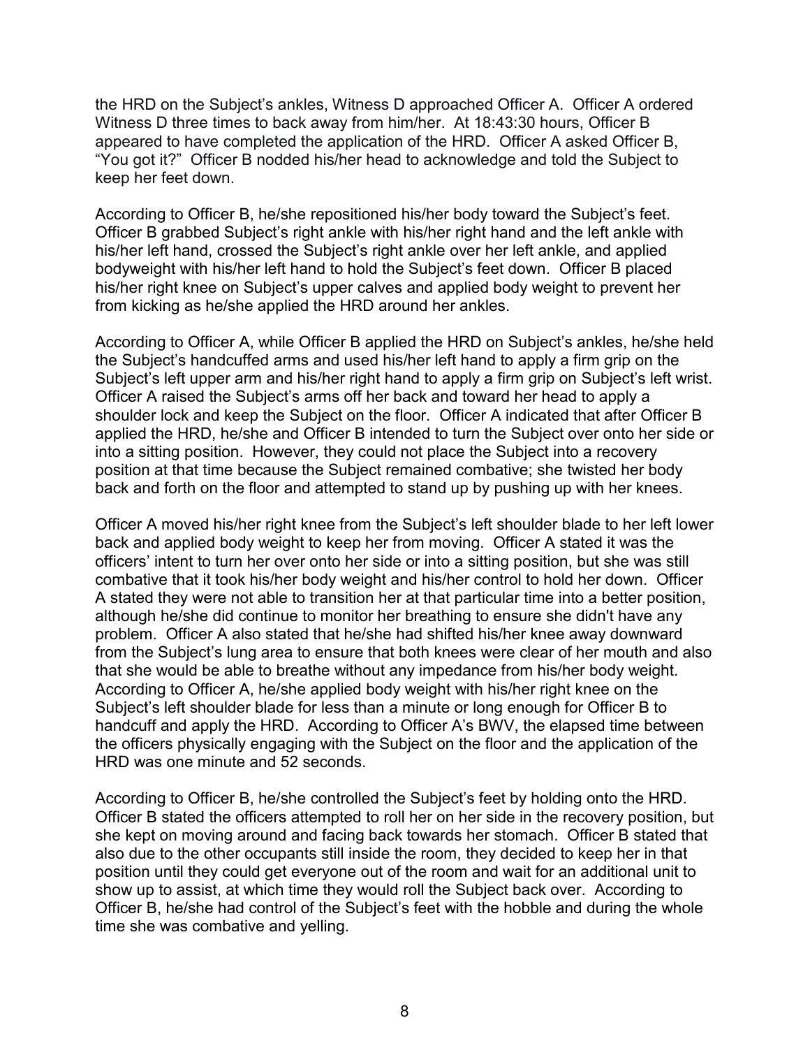the HRD on the Subject's ankles, Witness D approached Officer A. Officer A ordered Witness D three times to back away from him/her. At 18:43:30 hours, Officer B appeared to have completed the application of the HRD. Officer A asked Officer B, "You got it?" Officer B nodded his/her head to acknowledge and told the Subject to keep her feet down.

According to Officer B, he/she repositioned his/her body toward the Subject's feet. Officer B grabbed Subject's right ankle with his/her right hand and the left ankle with his/her left hand, crossed the Subject's right ankle over her left ankle, and applied bodyweight with his/her left hand to hold the Subject's feet down. Officer B placed his/her right knee on Subject's upper calves and applied body weight to prevent her from kicking as he/she applied the HRD around her ankles.

According to Officer A, while Officer B applied the HRD on Subject's ankles, he/she held the Subject's handcuffed arms and used his/her left hand to apply a firm grip on the Subject's left upper arm and his/her right hand to apply a firm grip on Subject's left wrist. Officer A raised the Subject's arms off her back and toward her head to apply a shoulder lock and keep the Subject on the floor. Officer A indicated that after Officer B applied the HRD, he/she and Officer B intended to turn the Subject over onto her side or into a sitting position. However, they could not place the Subject into a recovery position at that time because the Subject remained combative; she twisted her body back and forth on the floor and attempted to stand up by pushing up with her knees.

Officer A moved his/her right knee from the Subject's left shoulder blade to her left lower back and applied body weight to keep her from moving. Officer A stated it was the officers' intent to turn her over onto her side or into a sitting position, but she was still combative that it took his/her body weight and his/her control to hold her down. Officer A stated they were not able to transition her at that particular time into a better position, although he/she did continue to monitor her breathing to ensure she didn't have any problem. Officer A also stated that he/she had shifted his/her knee away downward from the Subject's lung area to ensure that both knees were clear of her mouth and also that she would be able to breathe without any impedance from his/her body weight. According to Officer A, he/she applied body weight with his/her right knee on the Subject's left shoulder blade for less than a minute or long enough for Officer B to handcuff and apply the HRD. According to Officer A's BWV, the elapsed time between the officers physically engaging with the Subject on the floor and the application of the HRD was one minute and 52 seconds.

According to Officer B, he/she controlled the Subject's feet by holding onto the HRD. Officer B stated the officers attempted to roll her on her side in the recovery position, but she kept on moving around and facing back towards her stomach. Officer B stated that also due to the other occupants still inside the room, they decided to keep her in that position until they could get everyone out of the room and wait for an additional unit to show up to assist, at which time they would roll the Subject back over. According to Officer B, he/she had control of the Subject's feet with the hobble and during the whole time she was combative and yelling.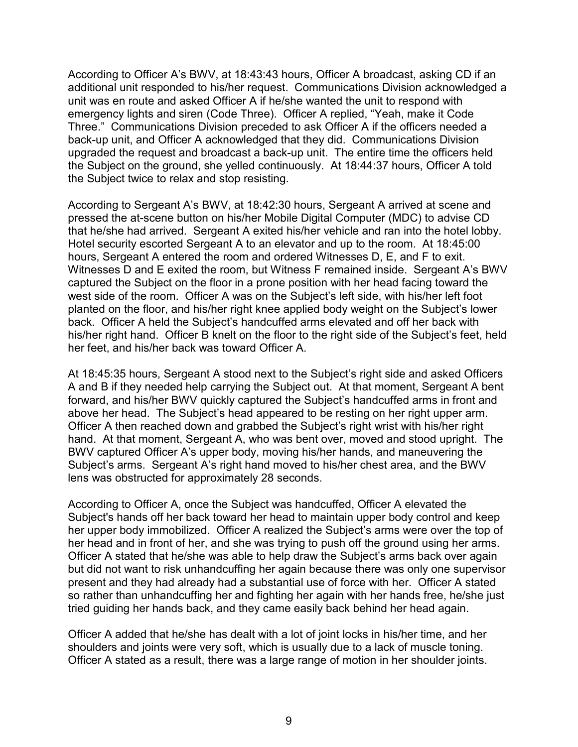According to Officer A's BWV, at 18:43:43 hours, Officer A broadcast, asking CD if an additional unit responded to his/her request. Communications Division acknowledged a unit was en route and asked Officer A if he/she wanted the unit to respond with emergency lights and siren (Code Three). Officer A replied, "Yeah, make it Code Three." Communications Division preceded to ask Officer A if the officers needed a back-up unit, and Officer A acknowledged that they did. Communications Division upgraded the request and broadcast a back-up unit. The entire time the officers held the Subject on the ground, she yelled continuously. At 18:44:37 hours, Officer A told the Subject twice to relax and stop resisting.

According to Sergeant A's BWV, at 18:42:30 hours, Sergeant A arrived at scene and pressed the at-scene button on his/her Mobile Digital Computer (MDC) to advise CD that he/she had arrived. Sergeant A exited his/her vehicle and ran into the hotel lobby. Hotel security escorted Sergeant A to an elevator and up to the room. At 18:45:00 hours, Sergeant A entered the room and ordered Witnesses D, E, and F to exit. Witnesses D and E exited the room, but Witness F remained inside. Sergeant A's BWV captured the Subject on the floor in a prone position with her head facing toward the west side of the room. Officer A was on the Subject's left side, with his/her left foot planted on the floor, and his/her right knee applied body weight on the Subject's lower back. Officer A held the Subject's handcuffed arms elevated and off her back with his/her right hand. Officer B knelt on the floor to the right side of the Subject's feet, held her feet, and his/her back was toward Officer A.

At 18:45:35 hours, Sergeant A stood next to the Subject's right side and asked Officers A and B if they needed help carrying the Subject out. At that moment, Sergeant A bent forward, and his/her BWV quickly captured the Subject's handcuffed arms in front and above her head. The Subject's head appeared to be resting on her right upper arm. Officer A then reached down and grabbed the Subject's right wrist with his/her right hand. At that moment, Sergeant A, who was bent over, moved and stood upright. The BWV captured Officer A's upper body, moving his/her hands, and maneuvering the Subject's arms. Sergeant A's right hand moved to his/her chest area, and the BWV lens was obstructed for approximately 28 seconds.

According to Officer A, once the Subject was handcuffed, Officer A elevated the Subject's hands off her back toward her head to maintain upper body control and keep her upper body immobilized. Officer A realized the Subject's arms were over the top of her head and in front of her, and she was trying to push off the ground using her arms. Officer A stated that he/she was able to help draw the Subject's arms back over again but did not want to risk unhandcuffing her again because there was only one supervisor present and they had already had a substantial use of force with her. Officer A stated so rather than unhandcuffing her and fighting her again with her hands free, he/she just tried guiding her hands back, and they came easily back behind her head again.

Officer A added that he/she has dealt with a lot of joint locks in his/her time, and her shoulders and joints were very soft, which is usually due to a lack of muscle toning. Officer A stated as a result, there was a large range of motion in her shoulder joints.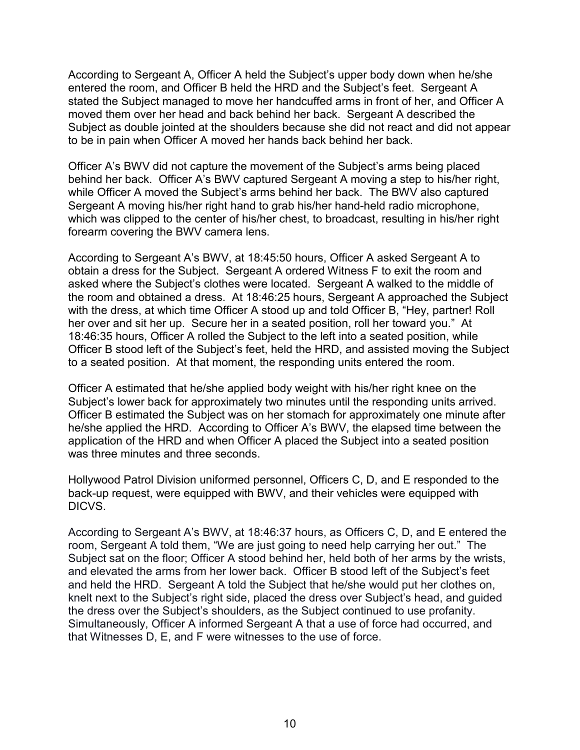According to Sergeant A, Officer A held the Subject's upper body down when he/she entered the room, and Officer B held the HRD and the Subject's feet. Sergeant A stated the Subject managed to move her handcuffed arms in front of her, and Officer A moved them over her head and back behind her back. Sergeant A described the Subject as double jointed at the shoulders because she did not react and did not appear to be in pain when Officer A moved her hands back behind her back.

Officer A's BWV did not capture the movement of the Subject's arms being placed behind her back. Officer A's BWV captured Sergeant A moving a step to his/her right, while Officer A moved the Subject's arms behind her back. The BWV also captured Sergeant A moving his/her right hand to grab his/her hand-held radio microphone, which was clipped to the center of his/her chest, to broadcast, resulting in his/her right forearm covering the BWV camera lens.

According to Sergeant A's BWV, at 18:45:50 hours, Officer A asked Sergeant A to obtain a dress for the Subject. Sergeant A ordered Witness F to exit the room and asked where the Subject's clothes were located. Sergeant A walked to the middle of the room and obtained a dress. At 18:46:25 hours, Sergeant A approached the Subject with the dress, at which time Officer A stood up and told Officer B, "Hey, partner! Roll her over and sit her up. Secure her in a seated position, roll her toward you." At 18:46:35 hours, Officer A rolled the Subject to the left into a seated position, while Officer B stood left of the Subject's feet, held the HRD, and assisted moving the Subject to a seated position. At that moment, the responding units entered the room.

Officer A estimated that he/she applied body weight with his/her right knee on the Subject's lower back for approximately two minutes until the responding units arrived. Officer B estimated the Subject was on her stomach for approximately one minute after he/she applied the HRD. According to Officer A's BWV, the elapsed time between the application of the HRD and when Officer A placed the Subject into a seated position was three minutes and three seconds.

Hollywood Patrol Division uniformed personnel, Officers C, D, and E responded to the back-up request, were equipped with BWV, and their vehicles were equipped with DICVS.

According to Sergeant A's BWV, at 18:46:37 hours, as Officers C, D, and E entered the room, Sergeant A told them, "We are just going to need help carrying her out." The Subject sat on the floor; Officer A stood behind her, held both of her arms by the wrists, and elevated the arms from her lower back. Officer B stood left of the Subject's feet and held the HRD. Sergeant A told the Subject that he/she would put her clothes on, knelt next to the Subject's right side, placed the dress over Subject's head, and guided the dress over the Subject's shoulders, as the Subject continued to use profanity. Simultaneously, Officer A informed Sergeant A that a use of force had occurred, and that Witnesses D, E, and F were witnesses to the use of force.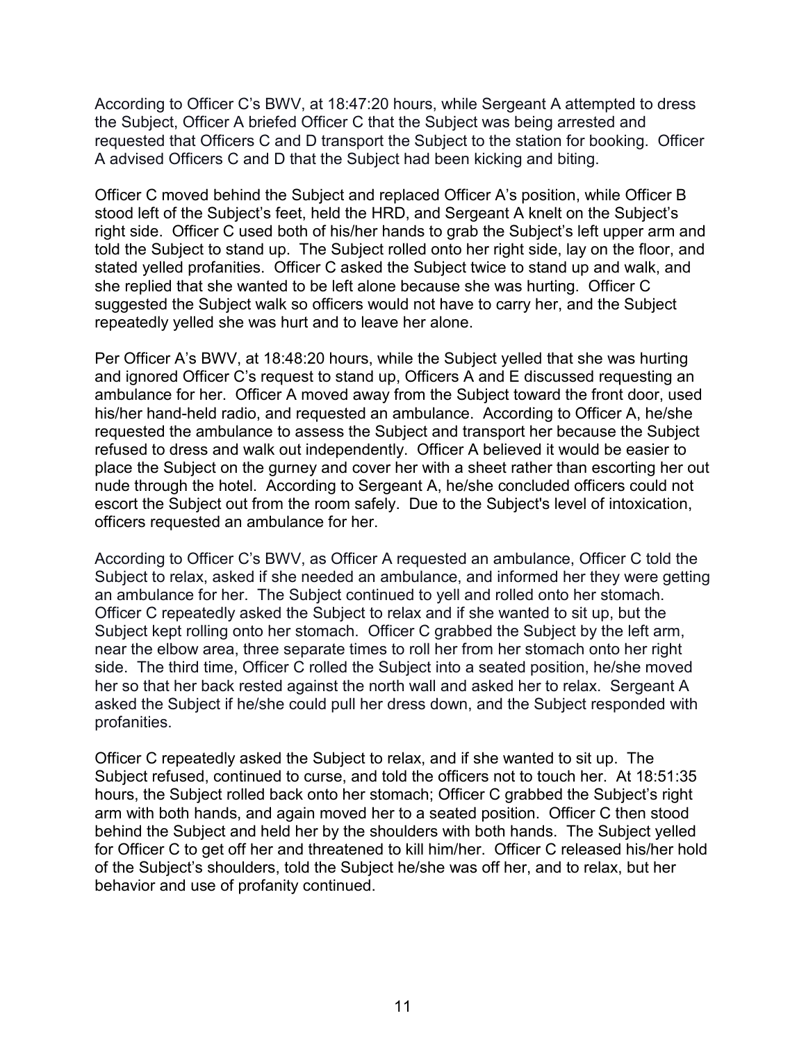According to Officer C's BWV, at 18:47:20 hours, while Sergeant A attempted to dress the Subject, Officer A briefed Officer C that the Subject was being arrested and requested that Officers C and D transport the Subject to the station for booking. Officer A advised Officers C and D that the Subject had been kicking and biting.

Officer C moved behind the Subject and replaced Officer A's position, while Officer B stood left of the Subject's feet, held the HRD, and Sergeant A knelt on the Subject's right side. Officer C used both of his/her hands to grab the Subject's left upper arm and told the Subject to stand up. The Subject rolled onto her right side, lay on the floor, and stated yelled profanities. Officer C asked the Subject twice to stand up and walk, and she replied that she wanted to be left alone because she was hurting. Officer C suggested the Subject walk so officers would not have to carry her, and the Subject repeatedly yelled she was hurt and to leave her alone.

Per Officer A's BWV, at 18:48:20 hours, while the Subject yelled that she was hurting and ignored Officer C's request to stand up, Officers A and E discussed requesting an ambulance for her. Officer A moved away from the Subject toward the front door, used his/her hand-held radio, and requested an ambulance. According to Officer A, he/she requested the ambulance to assess the Subject and transport her because the Subject refused to dress and walk out independently. Officer A believed it would be easier to place the Subject on the gurney and cover her with a sheet rather than escorting her out nude through the hotel. According to Sergeant A, he/she concluded officers could not escort the Subject out from the room safely. Due to the Subject's level of intoxication, officers requested an ambulance for her.

According to Officer C's BWV, as Officer A requested an ambulance, Officer C told the Subject to relax, asked if she needed an ambulance, and informed her they were getting an ambulance for her. The Subject continued to yell and rolled onto her stomach. Officer C repeatedly asked the Subject to relax and if she wanted to sit up, but the Subject kept rolling onto her stomach. Officer C grabbed the Subject by the left arm, near the elbow area, three separate times to roll her from her stomach onto her right side. The third time, Officer C rolled the Subject into a seated position, he/she moved her so that her back rested against the north wall and asked her to relax. Sergeant A asked the Subject if he/she could pull her dress down, and the Subject responded with profanities.

Officer C repeatedly asked the Subject to relax, and if she wanted to sit up. The Subject refused, continued to curse, and told the officers not to touch her. At 18:51:35 hours, the Subject rolled back onto her stomach; Officer C grabbed the Subject's right arm with both hands, and again moved her to a seated position. Officer C then stood behind the Subject and held her by the shoulders with both hands. The Subject yelled for Officer C to get off her and threatened to kill him/her. Officer C released his/her hold of the Subject's shoulders, told the Subject he/she was off her, and to relax, but her behavior and use of profanity continued.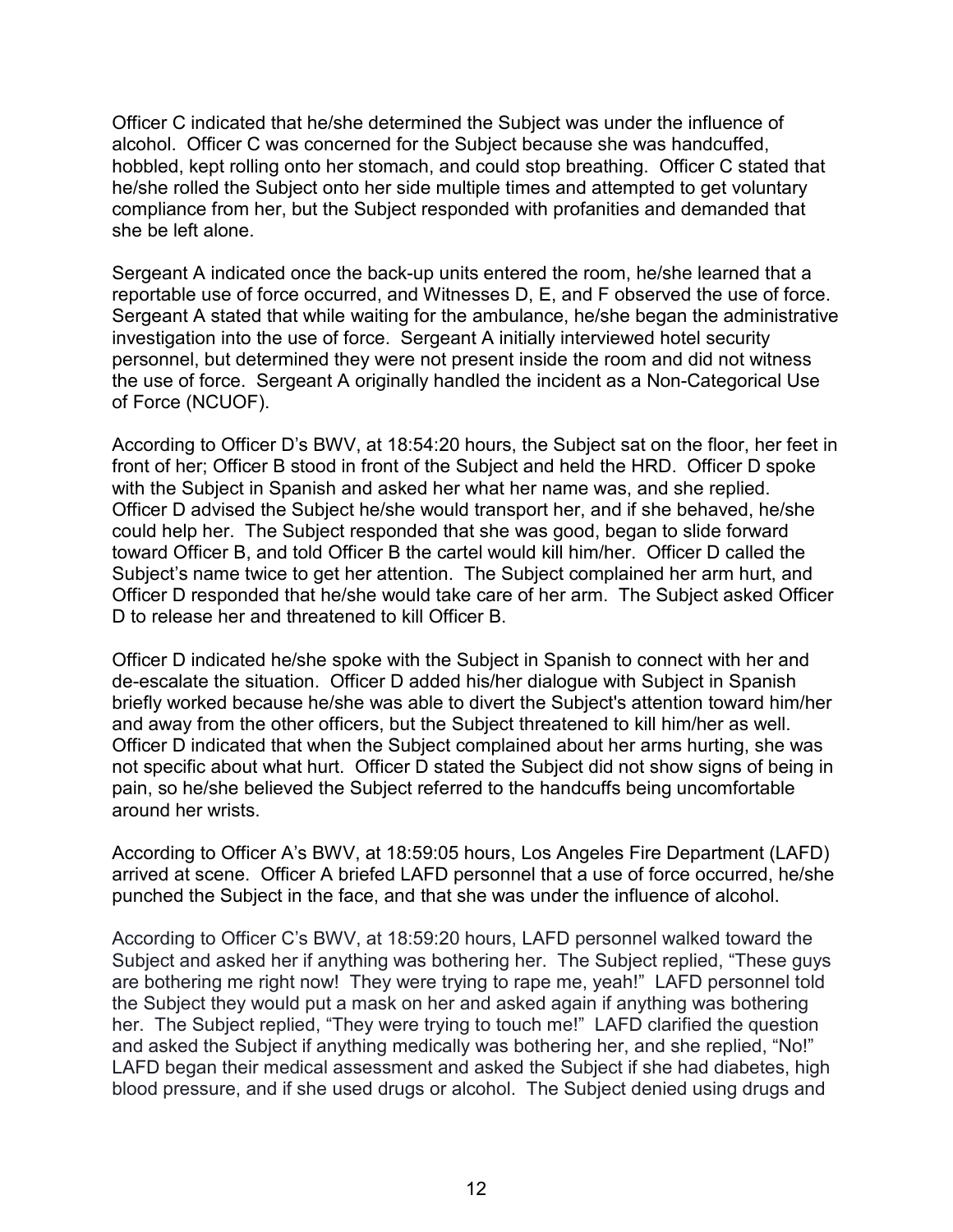Officer C indicated that he/she determined the Subject was under the influence of alcohol. Officer C was concerned for the Subject because she was handcuffed, hobbled, kept rolling onto her stomach, and could stop breathing. Officer C stated that he/she rolled the Subject onto her side multiple times and attempted to get voluntary compliance from her, but the Subject responded with profanities and demanded that she be left alone.

Sergeant A indicated once the back-up units entered the room, he/she learned that a reportable use of force occurred, and Witnesses D, E, and F observed the use of force. Sergeant A stated that while waiting for the ambulance, he/she began the administrative investigation into the use of force. Sergeant A initially interviewed hotel security personnel, but determined they were not present inside the room and did not witness the use of force. Sergeant A originally handled the incident as a Non-Categorical Use of Force (NCUOF).

According to Officer D's BWV, at 18:54:20 hours, the Subject sat on the floor, her feet in front of her; Officer B stood in front of the Subject and held the HRD. Officer D spoke with the Subject in Spanish and asked her what her name was, and she replied. Officer D advised the Subject he/she would transport her, and if she behaved, he/she could help her. The Subject responded that she was good, began to slide forward toward Officer B, and told Officer B the cartel would kill him/her. Officer D called the Subject's name twice to get her attention. The Subject complained her arm hurt, and Officer D responded that he/she would take care of her arm. The Subject asked Officer D to release her and threatened to kill Officer B.

Officer D indicated he/she spoke with the Subject in Spanish to connect with her and de-escalate the situation. Officer D added his/her dialogue with Subject in Spanish briefly worked because he/she was able to divert the Subject's attention toward him/her and away from the other officers, but the Subject threatened to kill him/her as well. Officer D indicated that when the Subject complained about her arms hurting, she was not specific about what hurt. Officer D stated the Subject did not show signs of being in pain, so he/she believed the Subject referred to the handcuffs being uncomfortable around her wrists.

According to Officer A's BWV, at 18:59:05 hours, Los Angeles Fire Department (LAFD) arrived at scene. Officer A briefed LAFD personnel that a use of force occurred, he/she punched the Subject in the face, and that she was under the influence of alcohol.

According to Officer C's BWV, at 18:59:20 hours, LAFD personnel walked toward the Subject and asked her if anything was bothering her. The Subject replied, "These guys are bothering me right now! They were trying to rape me, yeah!" LAFD personnel told the Subject they would put a mask on her and asked again if anything was bothering her. The Subject replied, "They were trying to touch me!" LAFD clarified the question and asked the Subject if anything medically was bothering her, and she replied, "No!" LAFD began their medical assessment and asked the Subject if she had diabetes, high blood pressure, and if she used drugs or alcohol. The Subject denied using drugs and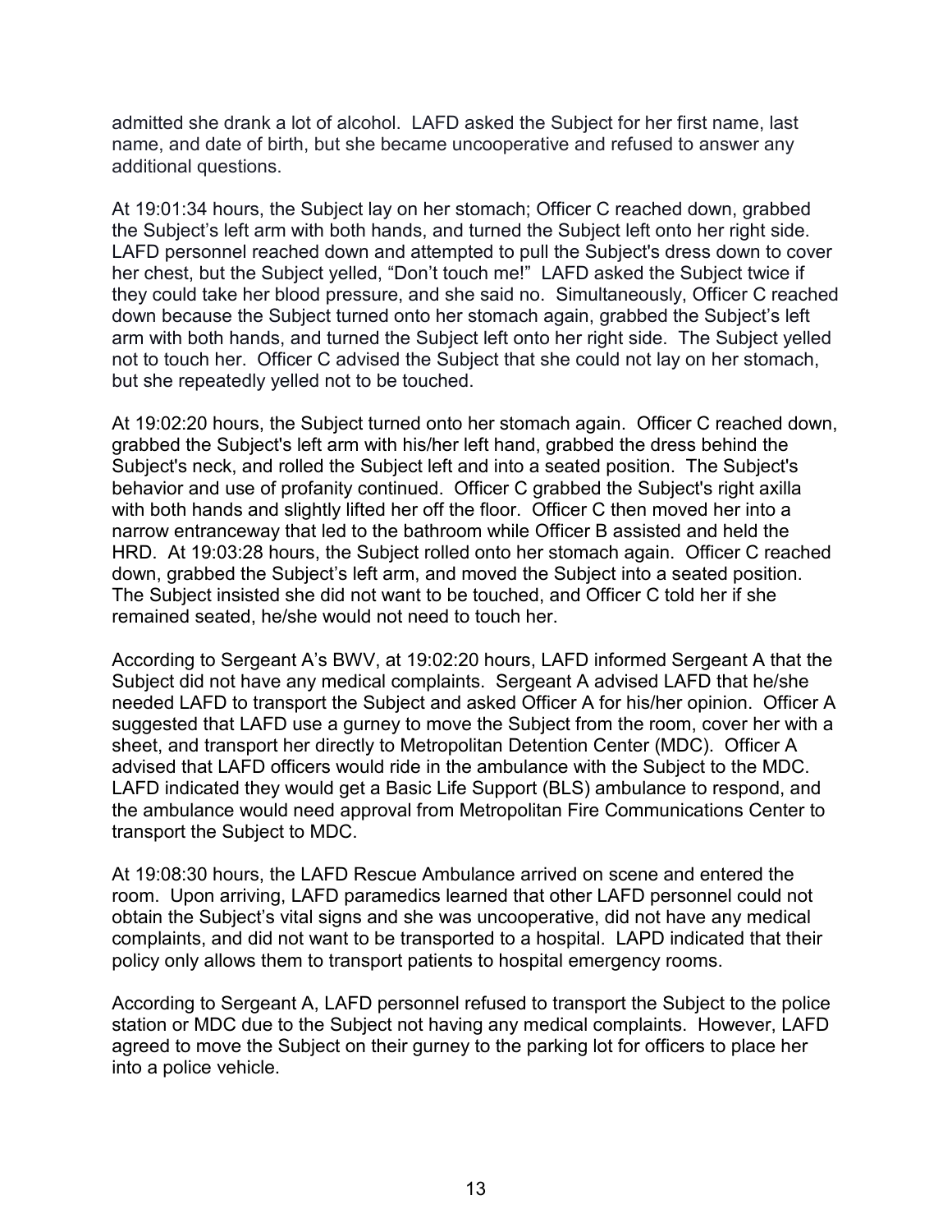admitted she drank a lot of alcohol. LAFD asked the Subject for her first name, last name, and date of birth, but she became uncooperative and refused to answer any additional questions.

At 19:01:34 hours, the Subject lay on her stomach; Officer C reached down, grabbed the Subject's left arm with both hands, and turned the Subject left onto her right side. LAFD personnel reached down and attempted to pull the Subject's dress down to cover her chest, but the Subject yelled, "Don't touch me!" LAFD asked the Subject twice if they could take her blood pressure, and she said no. Simultaneously, Officer C reached down because the Subject turned onto her stomach again, grabbed the Subject's left arm with both hands, and turned the Subject left onto her right side. The Subject yelled not to touch her. Officer C advised the Subject that she could not lay on her stomach, but she repeatedly yelled not to be touched.

At 19:02:20 hours, the Subject turned onto her stomach again. Officer C reached down, grabbed the Subject's left arm with his/her left hand, grabbed the dress behind the Subject's neck, and rolled the Subject left and into a seated position. The Subject's behavior and use of profanity continued. Officer C grabbed the Subject's right axilla with both hands and slightly lifted her off the floor. Officer C then moved her into a narrow entranceway that led to the bathroom while Officer B assisted and held the HRD. At 19:03:28 hours, the Subject rolled onto her stomach again. Officer C reached down, grabbed the Subject's left arm, and moved the Subject into a seated position. The Subject insisted she did not want to be touched, and Officer C told her if she remained seated, he/she would not need to touch her.

According to Sergeant A's BWV, at 19:02:20 hours, LAFD informed Sergeant A that the Subject did not have any medical complaints. Sergeant A advised LAFD that he/she needed LAFD to transport the Subject and asked Officer A for his/her opinion. Officer A suggested that LAFD use a gurney to move the Subject from the room, cover her with a sheet, and transport her directly to Metropolitan Detention Center (MDC). Officer A advised that LAFD officers would ride in the ambulance with the Subject to the MDC. LAFD indicated they would get a Basic Life Support (BLS) ambulance to respond, and the ambulance would need approval from Metropolitan Fire Communications Center to transport the Subject to MDC.

At 19:08:30 hours, the LAFD Rescue Ambulance arrived on scene and entered the room. Upon arriving, LAFD paramedics learned that other LAFD personnel could not obtain the Subject's vital signs and she was uncooperative, did not have any medical complaints, and did not want to be transported to a hospital. LAPD indicated that their policy only allows them to transport patients to hospital emergency rooms.

According to Sergeant A, LAFD personnel refused to transport the Subject to the police station or MDC due to the Subject not having any medical complaints. However, LAFD agreed to move the Subject on their gurney to the parking lot for officers to place her into a police vehicle.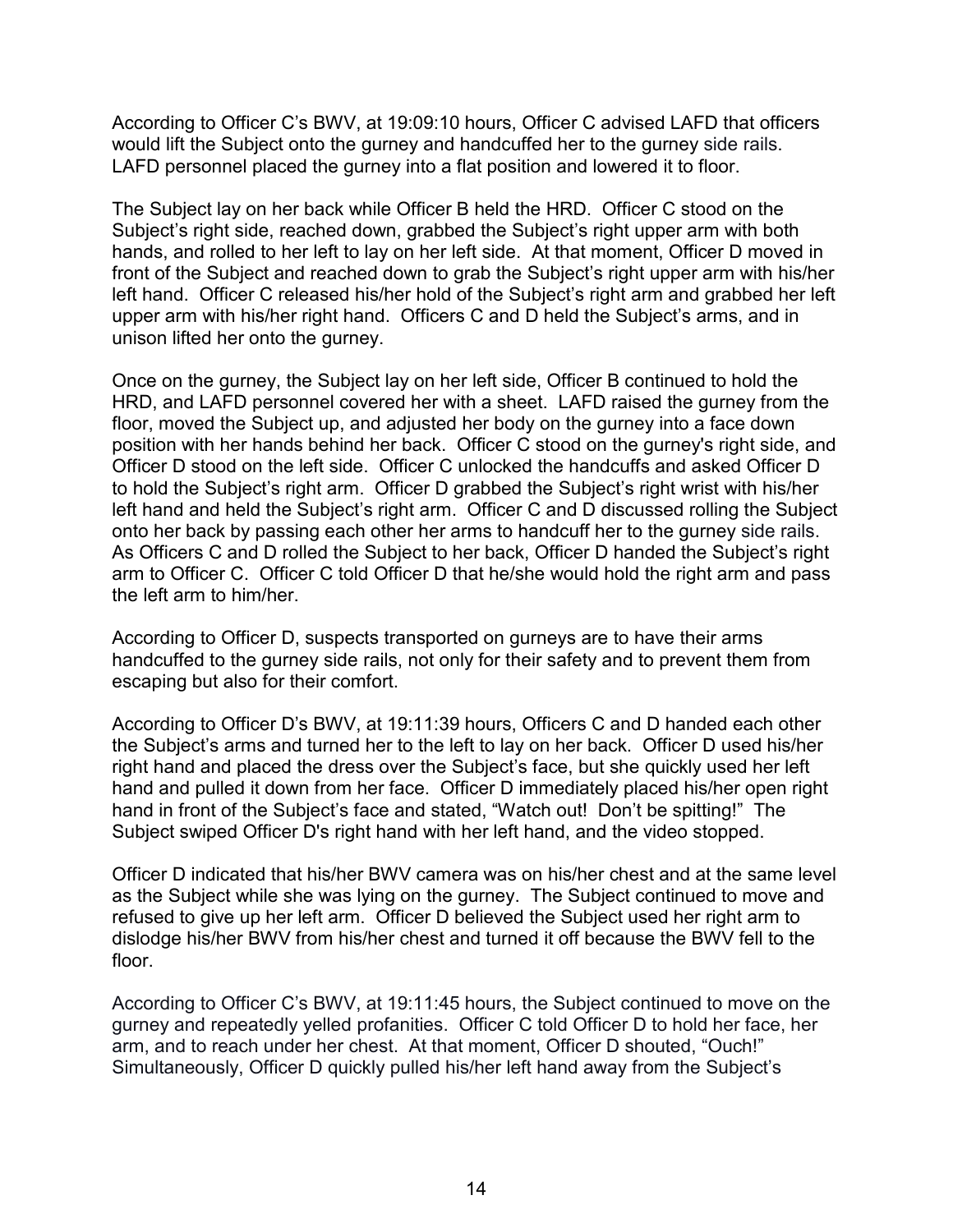According to Officer C's BWV, at 19:09:10 hours, Officer C advised LAFD that officers would lift the Subject onto the gurney and handcuffed her to the gurney side rails. LAFD personnel placed the gurney into a flat position and lowered it to floor.

The Subject lay on her back while Officer B held the HRD. Officer C stood on the Subject's right side, reached down, grabbed the Subject's right upper arm with both hands, and rolled to her left to lay on her left side. At that moment, Officer D moved in front of the Subject and reached down to grab the Subject's right upper arm with his/her left hand. Officer C released his/her hold of the Subject's right arm and grabbed her left upper arm with his/her right hand. Officers C and D held the Subject's arms, and in unison lifted her onto the gurney.

Once on the gurney, the Subject lay on her left side, Officer B continued to hold the HRD, and LAFD personnel covered her with a sheet. LAFD raised the gurney from the floor, moved the Subject up, and adjusted her body on the gurney into a face down position with her hands behind her back. Officer C stood on the gurney's right side, and Officer D stood on the left side. Officer C unlocked the handcuffs and asked Officer D to hold the Subject's right arm. Officer D grabbed the Subject's right wrist with his/her left hand and held the Subject's right arm. Officer C and D discussed rolling the Subject onto her back by passing each other her arms to handcuff her to the gurney side rails. As Officers C and D rolled the Subject to her back, Officer D handed the Subject's right arm to Officer C. Officer C told Officer D that he/she would hold the right arm and pass the left arm to him/her.

According to Officer D, suspects transported on gurneys are to have their arms handcuffed to the gurney side rails, not only for their safety and to prevent them from escaping but also for their comfort.

According to Officer D's BWV, at 19:11:39 hours, Officers C and D handed each other the Subject's arms and turned her to the left to lay on her back. Officer D used his/her right hand and placed the dress over the Subject's face, but she quickly used her left hand and pulled it down from her face. Officer D immediately placed his/her open right hand in front of the Subject's face and stated, "Watch out! Don't be spitting!" The Subject swiped Officer D's right hand with her left hand, and the video stopped.

Officer D indicated that his/her BWV camera was on his/her chest and at the same level as the Subject while she was lying on the gurney. The Subject continued to move and refused to give up her left arm. Officer D believed the Subject used her right arm to dislodge his/her BWV from his/her chest and turned it off because the BWV fell to the floor.

According to Officer C's BWV, at 19:11:45 hours, the Subject continued to move on the gurney and repeatedly yelled profanities. Officer C told Officer D to hold her face, her arm, and to reach under her chest. At that moment, Officer D shouted, "Ouch!" Simultaneously, Officer D quickly pulled his/her left hand away from the Subject's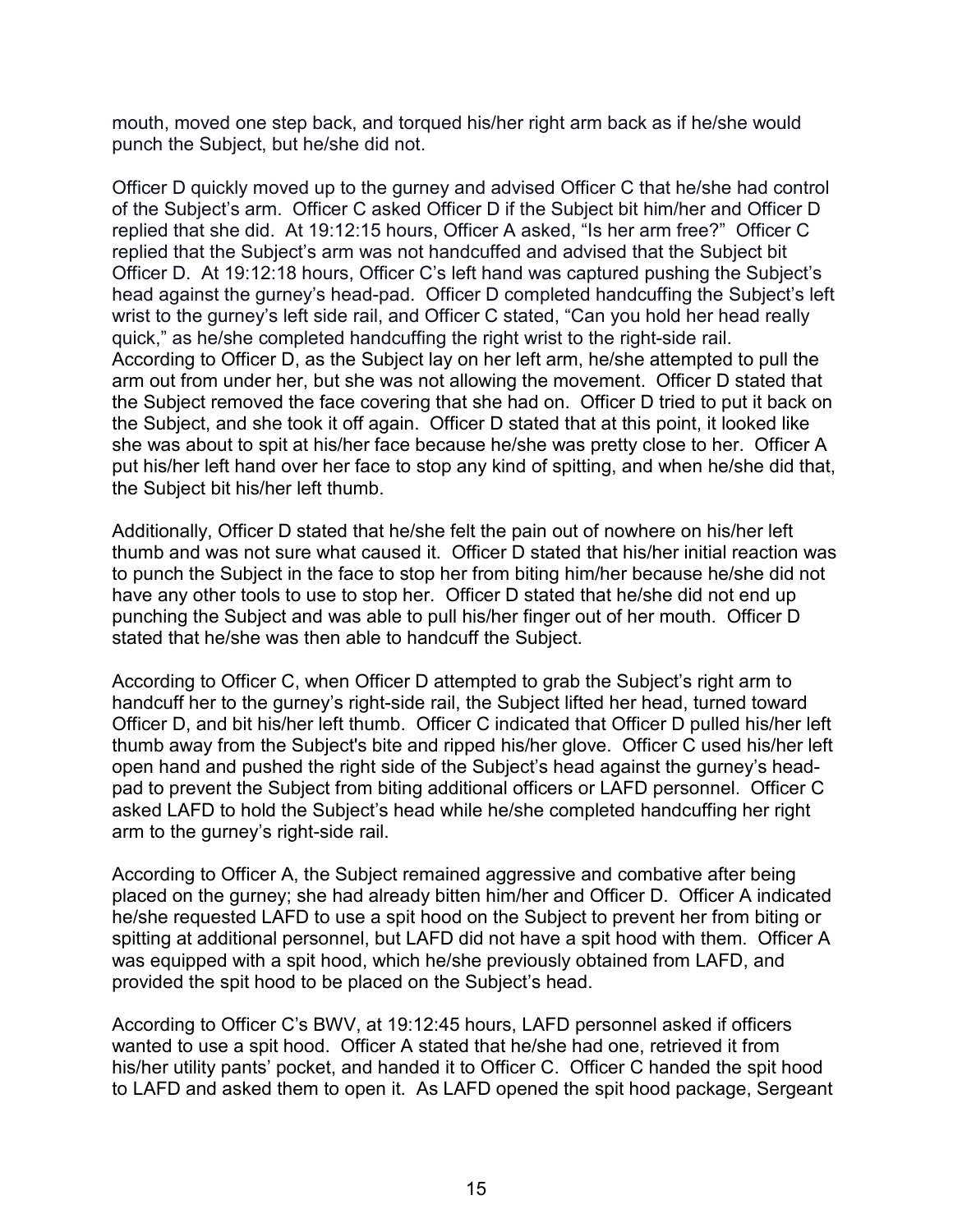mouth, moved one step back, and torqued his/her right arm back as if he/she would punch the Subject, but he/she did not.

Officer D quickly moved up to the gurney and advised Officer C that he/she had control of the Subject's arm. Officer C asked Officer D if the Subject bit him/her and Officer D replied that she did. At 19:12:15 hours, Officer A asked, "Is her arm free?" Officer C replied that the Subject's arm was not handcuffed and advised that the Subject bit Officer D. At 19:12:18 hours, Officer C's left hand was captured pushing the Subject's head against the gurney's head-pad. Officer D completed handcuffing the Subject's left wrist to the gurney's left side rail, and Officer C stated, "Can you hold her head really quick," as he/she completed handcuffing the right wrist to the right-side rail. According to Officer D, as the Subject lay on her left arm, he/she attempted to pull the arm out from under her, but she was not allowing the movement. Officer D stated that the Subject removed the face covering that she had on. Officer D tried to put it back on the Subject, and she took it off again. Officer D stated that at this point, it looked like she was about to spit at his/her face because he/she was pretty close to her. Officer A put his/her left hand over her face to stop any kind of spitting, and when he/she did that, the Subject bit his/her left thumb.

Additionally, Officer D stated that he/she felt the pain out of nowhere on his/her left thumb and was not sure what caused it. Officer D stated that his/her initial reaction was to punch the Subject in the face to stop her from biting him/her because he/she did not have any other tools to use to stop her. Officer D stated that he/she did not end up punching the Subject and was able to pull his/her finger out of her mouth. Officer D stated that he/she was then able to handcuff the Subject.

According to Officer C, when Officer D attempted to grab the Subject's right arm to handcuff her to the gurney's right-side rail, the Subject lifted her head, turned toward Officer D, and bit his/her left thumb. Officer C indicated that Officer D pulled his/her left thumb away from the Subject's bite and ripped his/her glove. Officer C used his/her left open hand and pushed the right side of the Subject's head against the gurney's head-pad to prevent the Subject from biting additional officers or LAFD personnel. Officer C asked LAFD to hold the Subject's head while he/she completed handcuffing her right arm to the gurney's right-side rail.

According to Officer A, the Subject remained aggressive and combative after being placed on the gurney; she had already bitten him/her and Officer D. Officer A indicated he/she requested LAFD to use a spit hood on the Subject to prevent her from biting or spitting at additional personnel, but LAFD did not have a spit hood with them. Officer A was equipped with a spit hood, which he/she previously obtained from LAFD, and provided the spit hood to be placed on the Subject's head.

According to Officer C's BWV, at 19:12:45 hours, LAFD personnel asked if officers wanted to use a spit hood. Officer A stated that he/she had one, retrieved it from his/her utility pants' pocket, and handed it to Officer C. Officer C handed the spit hood to LAFD and asked them to open it. As LAFD opened the spit hood package, Sergeant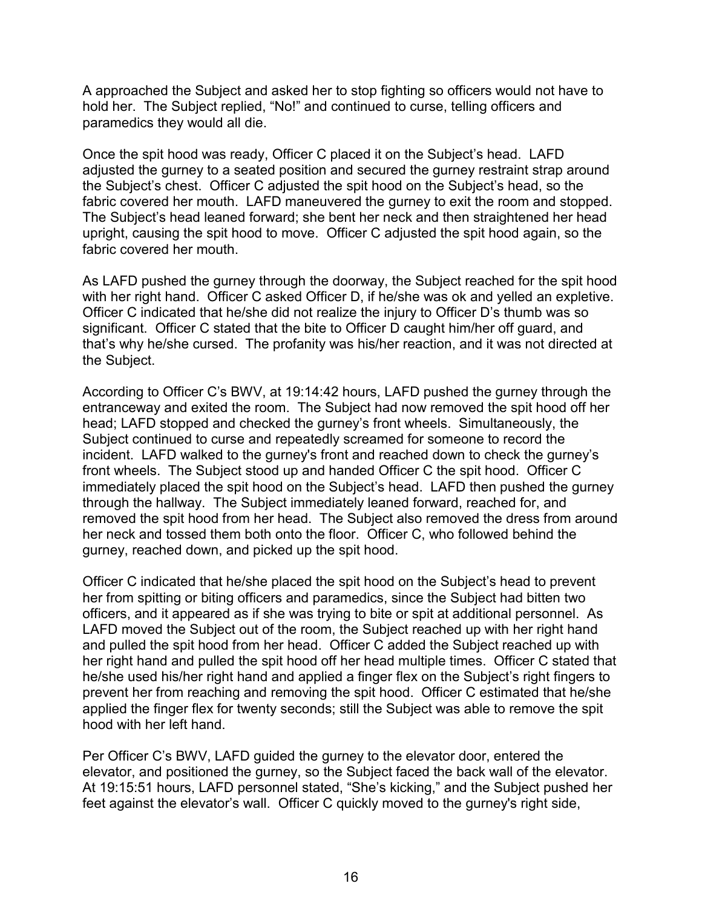A approached the Subject and asked her to stop fighting so officers would not have to hold her. The Subject replied, "No!" and continued to curse, telling officers and paramedics they would all die.

Once the spit hood was ready, Officer C placed it on the Subject's head. LAFD adjusted the gurney to a seated position and secured the gurney restraint strap around the Subject's chest. Officer C adjusted the spit hood on the Subject's head, so the fabric covered her mouth. LAFD maneuvered the gurney to exit the room and stopped. The Subject's head leaned forward; she bent her neck and then straightened her head upright, causing the spit hood to move. Officer C adjusted the spit hood again, so the fabric covered her mouth.

As LAFD pushed the gurney through the doorway, the Subject reached for the spit hood with her right hand. Officer C asked Officer D, if he/she was ok and yelled an expletive. Officer C indicated that he/she did not realize the injury to Officer D's thumb was so significant. Officer C stated that the bite to Officer D caught him/her off guard, and that's why he/she cursed. The profanity was his/her reaction, and it was not directed at the Subject.

According to Officer C's BWV, at 19:14:42 hours, LAFD pushed the gurney through the entranceway and exited the room. The Subject had now removed the spit hood off her head; LAFD stopped and checked the gurney's front wheels. Simultaneously, the Subject continued to curse and repeatedly screamed for someone to record the incident. LAFD walked to the gurney's front and reached down to check the gurney's front wheels. The Subject stood up and handed Officer C the spit hood. Officer C immediately placed the spit hood on the Subject's head. LAFD then pushed the gurney through the hallway. The Subject immediately leaned forward, reached for, and removed the spit hood from her head. The Subject also removed the dress from around her neck and tossed them both onto the floor. Officer C, who followed behind the gurney, reached down, and picked up the spit hood.

Officer C indicated that he/she placed the spit hood on the Subject's head to prevent her from spitting or biting officers and paramedics, since the Subject had bitten two officers, and it appeared as if she was trying to bite or spit at additional personnel. As LAFD moved the Subject out of the room, the Subject reached up with her right hand and pulled the spit hood from her head. Officer C added the Subject reached up with her right hand and pulled the spit hood off her head multiple times. Officer C stated that he/she used his/her right hand and applied a finger flex on the Subject's right fingers to prevent her from reaching and removing the spit hood. Officer C estimated that he/she applied the finger flex for twenty seconds; still the Subject was able to remove the spit hood with her left hand.

Per Officer C's BWV, LAFD guided the gurney to the elevator door, entered the elevator, and positioned the gurney, so the Subject faced the back wall of the elevator. At 19:15:51 hours, LAFD personnel stated, "She's kicking," and the Subject pushed her feet against the elevator's wall. Officer C quickly moved to the gurney's right side,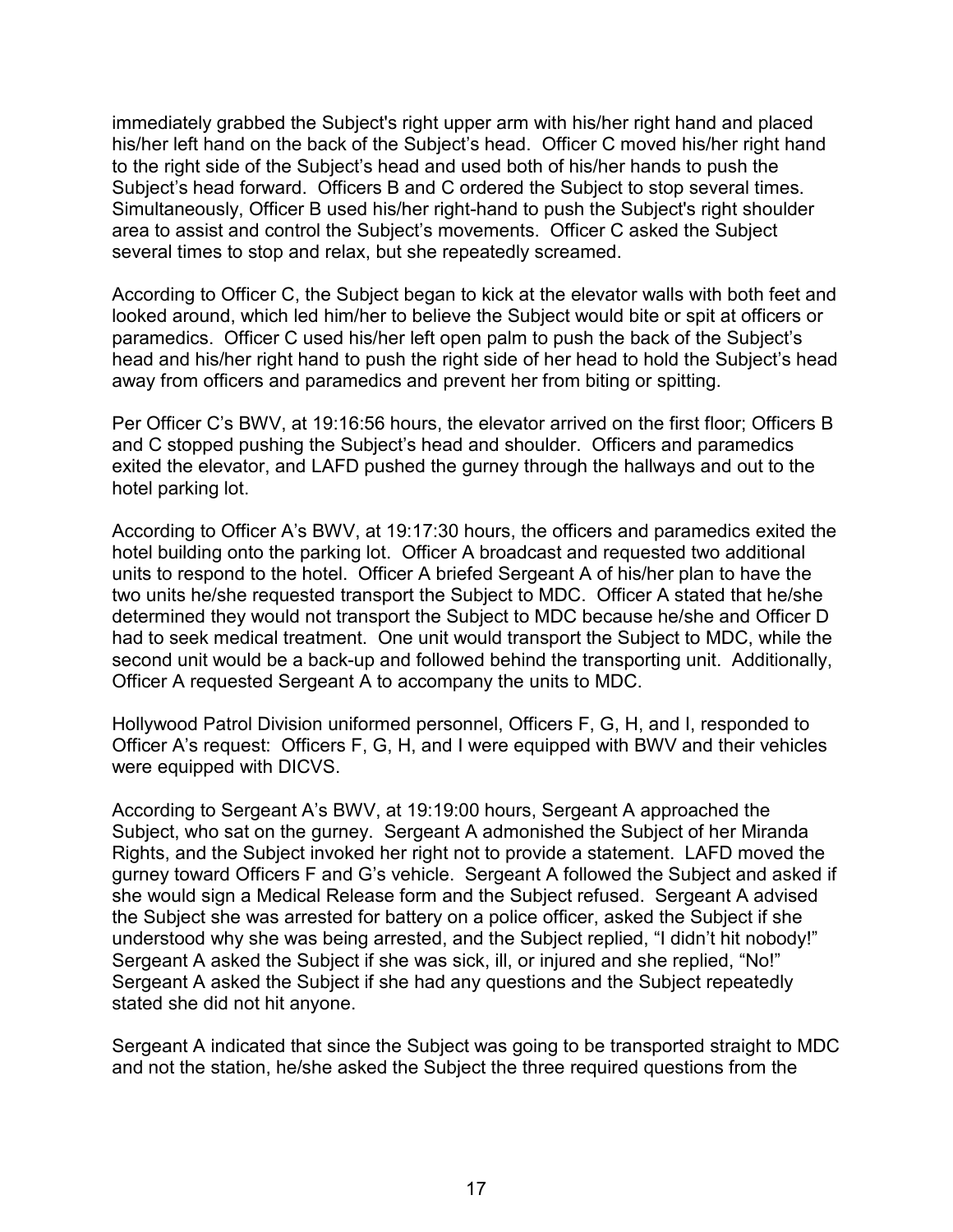immediately grabbed the Subject's right upper arm with his/her right hand and placed his/her left hand on the back of the Subject's head. Officer C moved his/her right hand to the right side of the Subject's head and used both of his/her hands to push the Subject's head forward. Officers B and C ordered the Subject to stop several times. Simultaneously, Officer B used his/her right-hand to push the Subject's right shoulder area to assist and control the Subject's movements. Officer C asked the Subject several times to stop and relax, but she repeatedly screamed.

According to Officer C, the Subject began to kick at the elevator walls with both feet and looked around, which led him/her to believe the Subject would bite or spit at officers or paramedics. Officer C used his/her left open palm to push the back of the Subject's head and his/her right hand to push the right side of her head to hold the Subject's head away from officers and paramedics and prevent her from biting or spitting.

Per Officer C's BWV, at 19:16:56 hours, the elevator arrived on the first floor; Officers B and C stopped pushing the Subject's head and shoulder. Officers and paramedics exited the elevator, and LAFD pushed the gurney through the hallways and out to the hotel parking lot.

According to Officer A's BWV, at 19:17:30 hours, the officers and paramedics exited the hotel building onto the parking lot. Officer A broadcast and requested two additional units to respond to the hotel. Officer A briefed Sergeant A of his/her plan to have the two units he/she requested transport the Subject to MDC. Officer A stated that he/she determined they would not transport the Subject to MDC because he/she and Officer D had to seek medical treatment. One unit would transport the Subject to MDC, while the second unit would be a back-up and followed behind the transporting unit. Additionally, Officer A requested Sergeant A to accompany the units to MDC.

Hollywood Patrol Division uniformed personnel, Officers F, G, H, and I, responded to Officer A's request: Officers F, G, H, and I were equipped with BWV and their vehicles were equipped with DICVS.

According to Sergeant A's BWV, at 19:19:00 hours, Sergeant A approached the Subject, who sat on the gurney. Sergeant A admonished the Subject of her Miranda Rights, and the Subject invoked her right not to provide a statement. LAFD moved the gurney toward Officers F and G's vehicle. Sergeant A followed the Subject and asked if she would sign a Medical Release form and the Subject refused. Sergeant A advised the Subject she was arrested for battery on a police officer, asked the Subject if she understood why she was being arrested, and the Subject replied, "I didn't hit nobody!" Sergeant A asked the Subject if she was sick, ill, or injured and she replied, "No!" Sergeant A asked the Subject if she had any questions and the Subject repeatedly stated she did not hit anyone.

Sergeant A indicated that since the Subject was going to be transported straight to MDC and not the station, he/she asked the Subject the three required questions from the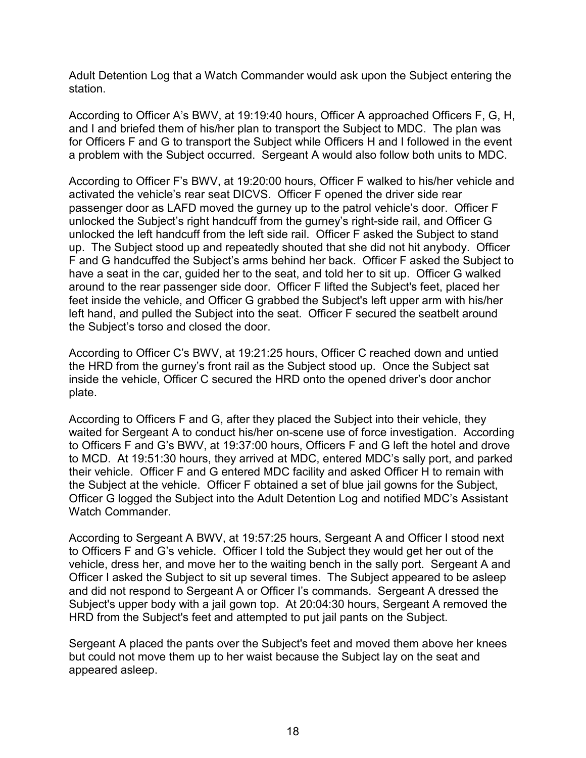Adult Detention Log that a Watch Commander would ask upon the Subject entering the station.

According to Officer A's BWV, at 19:19:40 hours, Officer A approached Officers F, G, H, and I and briefed them of his/her plan to transport the Subject to MDC. The plan was for Officers F and G to transport the Subject while Officers H and I followed in the event a problem with the Subject occurred. Sergeant A would also follow both units to MDC.

According to Officer F's BWV, at 19:20:00 hours, Officer F walked to his/her vehicle and activated the vehicle's rear seat DICVS. Officer F opened the driver side rear passenger door as LAFD moved the gurney up to the patrol vehicle's door. Officer F unlocked the Subject's right handcuff from the gurney's right-side rail, and Officer G unlocked the left handcuff from the left side rail. Officer F asked the Subject to stand up. The Subject stood up and repeatedly shouted that she did not hit anybody. Officer F and G handcuffed the Subject's arms behind her back. Officer F asked the Subject to have a seat in the car, guided her to the seat, and told her to sit up. Officer G walked around to the rear passenger side door. Officer F lifted the Subject's feet, placed her feet inside the vehicle, and Officer G grabbed the Subject's left upper arm with his/her left hand, and pulled the Subject into the seat. Officer F secured the seatbelt around the Subject's torso and closed the door.

According to Officer C's BWV, at 19:21:25 hours, Officer C reached down and untied the HRD from the gurney's front rail as the Subject stood up. Once the Subject sat inside the vehicle, Officer C secured the HRD onto the opened driver's door anchor plate.

According to Officers F and G, after they placed the Subject into their vehicle, they waited for Sergeant A to conduct his/her on-scene use of force investigation. According to Officers F and G's BWV, at 19:37:00 hours, Officers F and G left the hotel and drove to MCD. At 19:51:30 hours, they arrived at MDC, entered MDC's sally port, and parked their vehicle. Officer F and G entered MDC facility and asked Officer H to remain with the Subject at the vehicle. Officer F obtained a set of blue jail gowns for the Subject, Officer G logged the Subject into the Adult Detention Log and notified MDC's Assistant Watch Commander.

According to Sergeant A BWV, at 19:57:25 hours, Sergeant A and Officer I stood next to Officers F and G's vehicle. Officer I told the Subject they would get her out of the vehicle, dress her, and move her to the waiting bench in the sally port. Sergeant A and Officer I asked the Subject to sit up several times. The Subject appeared to be asleep and did not respond to Sergeant A or Officer I's commands. Sergeant A dressed the Subject's upper body with a jail gown top. At 20:04:30 hours, Sergeant A removed the HRD from the Subject's feet and attempted to put jail pants on the Subject.

Sergeant A placed the pants over the Subject's feet and moved them above her knees but could not move them up to her waist because the Subject lay on the seat and appeared asleep.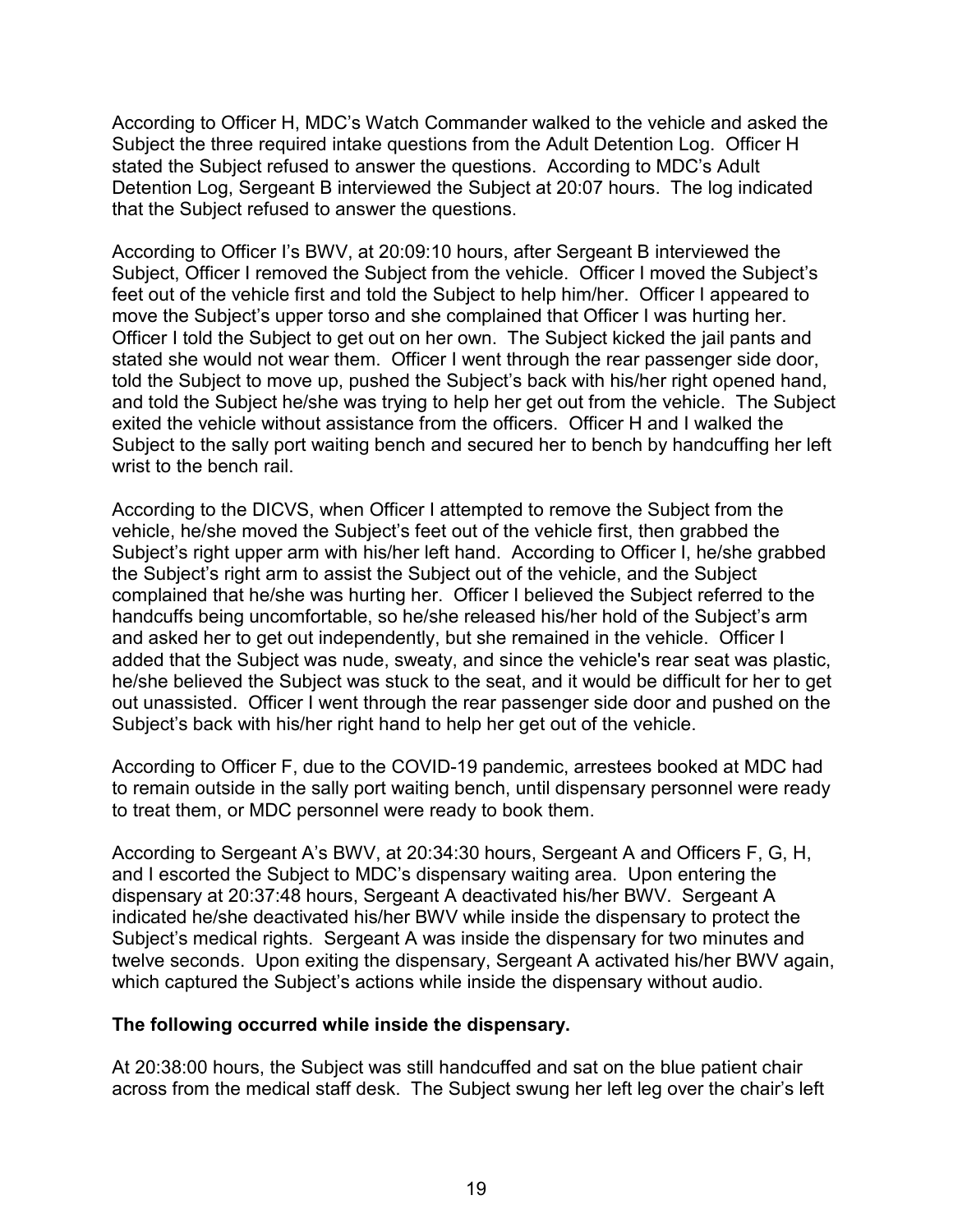According to Officer H, MDC's Watch Commander walked to the vehicle and asked the Subject the three required intake questions from the Adult Detention Log. Officer H stated the Subject refused to answer the questions. According to MDC's Adult Detention Log, Sergeant B interviewed the Subject at 20:07 hours. The log indicated that the Subject refused to answer the questions.

According to Officer I's BWV, at 20:09:10 hours, after Sergeant B interviewed the Subject, Officer I removed the Subject from the vehicle. Officer I moved the Subject's feet out of the vehicle first and told the Subject to help him/her. Officer I appeared to move the Subject's upper torso and she complained that Officer I was hurting her. Officer I told the Subject to get out on her own. The Subject kicked the jail pants and stated she would not wear them. Officer I went through the rear passenger side door, told the Subject to move up, pushed the Subject's back with his/her right opened hand, and told the Subject he/she was trying to help her get out from the vehicle. The Subject exited the vehicle without assistance from the officers. Officer H and I walked the Subject to the sally port waiting bench and secured her to bench by handcuffing her left wrist to the bench rail.

According to the DICVS, when Officer I attempted to remove the Subject from the vehicle, he/she moved the Subject's feet out of the vehicle first, then grabbed the Subject's right upper arm with his/her left hand. According to Officer I, he/she grabbed the Subject's right arm to assist the Subject out of the vehicle, and the Subject complained that he/she was hurting her. Officer I believed the Subject referred to the handcuffs being uncomfortable, so he/she released his/her hold of the Subject's arm and asked her to get out independently, but she remained in the vehicle. Officer I added that the Subject was nude, sweaty, and since the vehicle's rear seat was plastic, he/she believed the Subject was stuck to the seat, and it would be difficult for her to get out unassisted. Officer I went through the rear passenger side door and pushed on the Subject's back with his/her right hand to help her get out of the vehicle.

According to Officer F, due to the COVID-19 pandemic, arrestees booked at MDC had to remain outside in the sally port waiting bench, until dispensary personnel were ready to treat them, or MDC personnel were ready to book them.

According to Sergeant A's BWV, at 20:34:30 hours, Sergeant A and Officers F, G, H, and I escorted the Subject to MDC's dispensary waiting area. Upon entering the dispensary at 20:37:48 hours, Sergeant A deactivated his/her BWV. Sergeant A indicated he/she deactivated his/her BWV while inside the dispensary to protect the Subject's medical rights. Sergeant A was inside the dispensary for two minutes and twelve seconds. Upon exiting the dispensary, Sergeant A activated his/her BWV again, which captured the Subject's actions while inside the dispensary without audio.

**The following occurred while inside the dispensary.**

At 20:38:00 hours, the Subject was still handcuffed and sat on the blue patient chair across from the medical staff desk. The Subject swung her left leg over the chair's left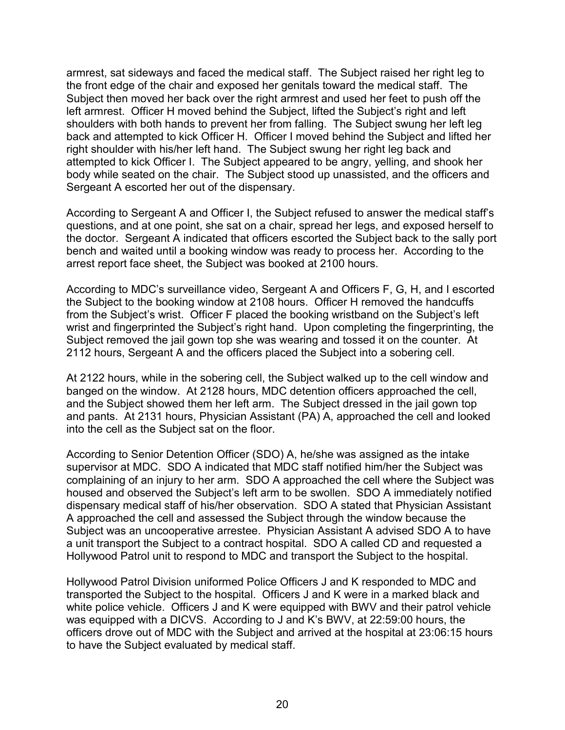armrest, sat sideways and faced the medical staff. The Subject raised her right leg to the front edge of the chair and exposed her genitals toward the medical staff. The Subject then moved her back over the right armrest and used her feet to push off the left armrest. Officer H moved behind the Subject, lifted the Subject's right and left shoulders with both hands to prevent her from falling. The Subject swung her left leg back and attempted to kick Officer H. Officer I moved behind the Subject and lifted her right shoulder with his/her left hand. The Subject swung her right leg back and attempted to kick Officer I. The Subject appeared to be angry, yelling, and shook her body while seated on the chair. The Subject stood up unassisted, and the officers and Sergeant A escorted her out of the dispensary.

According to Sergeant A and Officer I, the Subject refused to answer the medical staff's questions, and at one point, she sat on a chair, spread her legs, and exposed herself to the doctor. Sergeant A indicated that officers escorted the Subject back to the sally port bench and waited until a booking window was ready to process her. According to the arrest report face sheet, the Subject was booked at 2100 hours.

According to MDC's surveillance video, Sergeant A and Officers F, G, H, and I escorted the Subject to the booking window at 2108 hours. Officer H removed the handcuffs from the Subject's wrist. Officer F placed the booking wristband on the Subject's left wrist and fingerprinted the Subject's right hand. Upon completing the fingerprinting, the Subject removed the jail gown top she was wearing and tossed it on the counter. At 2112 hours, Sergeant A and the officers placed the Subject into a sobering cell.

At 2122 hours, while in the sobering cell, the Subject walked up to the cell window and banged on the window. At 2128 hours, MDC detention officers approached the cell, and the Subject showed them her left arm. The Subject dressed in the jail gown top and pants. At 2131 hours, Physician Assistant (PA) A, approached the cell and looked into the cell as the Subject sat on the floor.

According to Senior Detention Officer (SDO) A, he/she was assigned as the intake supervisor at MDC. SDO A indicated that MDC staff notified him/her the Subject was complaining of an injury to her arm. SDO A approached the cell where the Subject was housed and observed the Subject's left arm to be swollen. SDO A immediately notified dispensary medical staff of his/her observation. SDO A stated that Physician Assistant A approached the cell and assessed the Subject through the window because the Subject was an uncooperative arrestee. Physician Assistant A advised SDO A to have a unit transport the Subject to a contract hospital. SDO A called CD and requested a Hollywood Patrol unit to respond to MDC and transport the Subject to the hospital.

Hollywood Patrol Division uniformed Police Officers J and K responded to MDC and transported the Subject to the hospital. Officers J and K were in a marked black and white police vehicle. Officers J and K were equipped with BWV and their patrol vehicle was equipped with a DICVS. According to J and K's BWV, at 22:59:00 hours, the officers drove out of MDC with the Subject and arrived at the hospital at 23:06:15 hours to have the Subject evaluated by medical staff.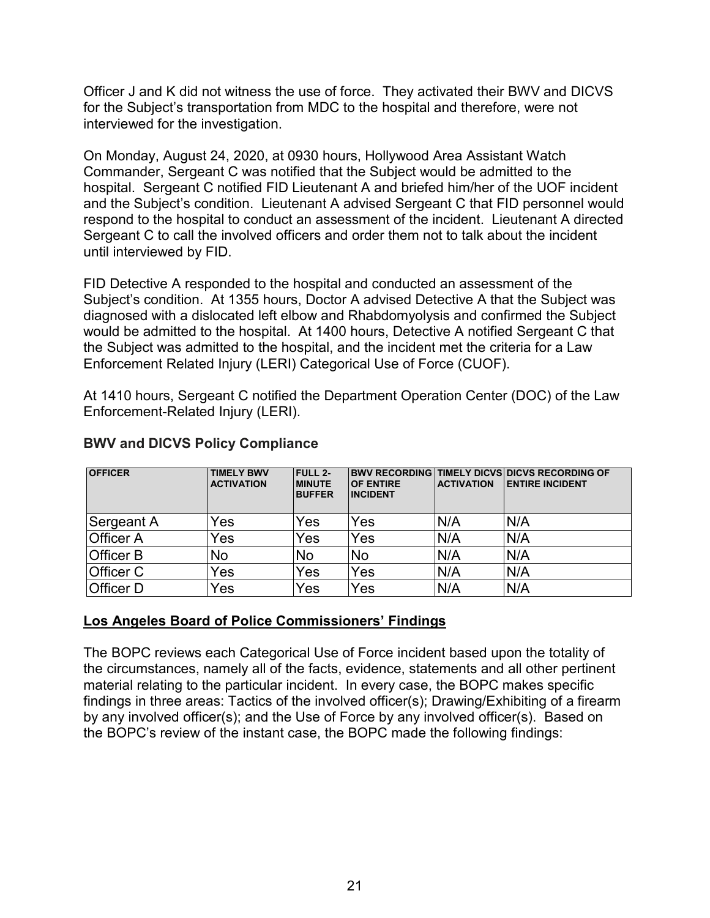Officer J and K did not witness the use of force. They activated their BWV and DICVS for the Subject's transportation from MDC to the hospital and therefore, were not interviewed for the investigation.

On Monday, August 24, 2020, at 0930 hours, Hollywood Area Assistant Watch Commander, Sergeant C was notified that the Subject would be admitted to the hospital. Sergeant C notified FID Lieutenant A and briefed him/her of the UOF incident and the Subject's condition. Lieutenant A advised Sergeant C that FID personnel would respond to the hospital to conduct an assessment of the incident. Lieutenant A directed Sergeant C to call the involved officers and order them not to talk about the incident until interviewed by FID.

FID Detective A responded to the hospital and conducted an assessment of the Subject's condition. At 1355 hours, Doctor A advised Detective A that the Subject was diagnosed with a dislocated left elbow and Rhabdomyolysis and confirmed the Subject would be admitted to the hospital. At 1400 hours, Detective A notified Sergeant C that the Subject was admitted to the hospital, and the incident met the criteria for a Law Enforcement Related Injury (LERI) Categorical Use of Force (CUOF).

At 1410 hours, Sergeant C notified the Department Operation Center (DOC) of the Law Enforcement-Related Injury (LERI).

**BWV and DICVS Policy Compliance**

| OFFICER | TIMELY BWV ACTIVATION | FULL 2-MINUTE BUFFER | BWV RECORDING OF ENTIRE INCIDENT | TIMELY DICVS ACTIVATION | DICVS RECORDING OF ENTIRE INCIDENT |
|---|---|---|---|---|---|
| Sergeant A | Yes | Yes | Yes | N/A | N/A |
| Officer A | Yes | Yes | Yes | N/A | N/A |
| Officer B | No | No | No | N/A | N/A |
| Officer C | Yes | Yes | Yes | N/A | N/A |
| Officer D | Yes | Yes | Yes | N/A | N/A |

## Los Angeles Board of Police Commissioners' Findings

The BOPC reviews each Categorical Use of Force incident based upon the totality of the circumstances, namely all of the facts, evidence, statements and all other pertinent material relating to the particular incident. In every case, the BOPC makes specific findings in three areas: Tactics of the involved officer(s); Drawing/Exhibiting of a firearm by any involved officer(s); and the Use of Force by any involved officer(s). Based on the BOPC's review of the instant case, the BOPC made the following findings: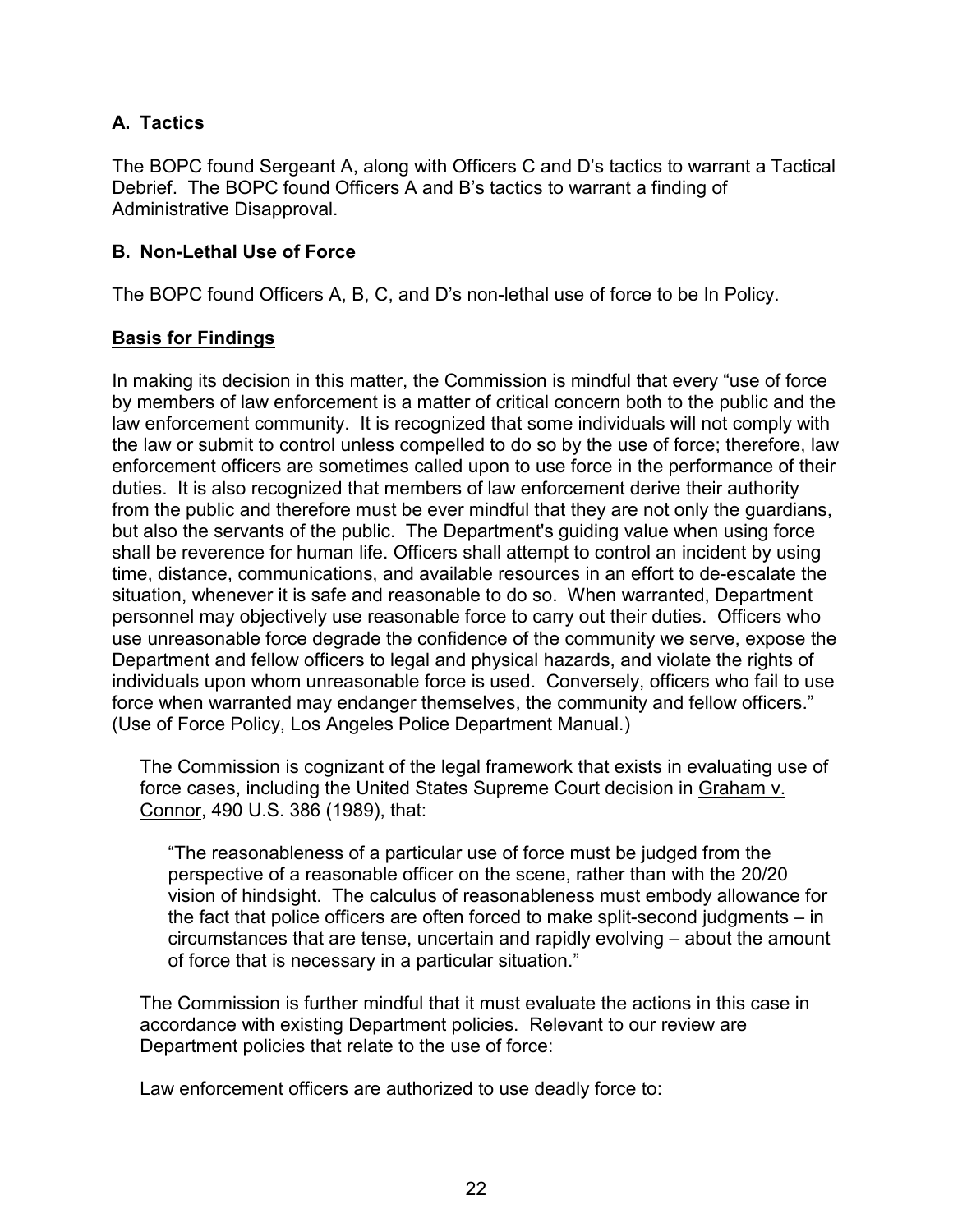### A. Tactics

The BOPC found Sergeant A, along with Officers C and D's tactics to warrant a Tactical Debrief. The BOPC found Officers A and B's tactics to warrant a finding of Administrative Disapproval.

### B. Non-Lethal Use of Force

The BOPC found Officers A, B, C, and D's non-lethal use of force to be In Policy.

**<u>Basis for Findings</u>**

In making its decision in this matter, the Commission is mindful that every "use of force by members of law enforcement is a matter of critical concern both to the public and the law enforcement community. It is recognized that some individuals will not comply with the law or submit to control unless compelled to do so by the use of force; therefore, law enforcement officers are sometimes called upon to use force in the performance of their duties. It is also recognized that members of law enforcement derive their authority from the public and therefore must be ever mindful that they are not only the guardians, but also the servants of the public. The Department's guiding value when using force shall be reverence for human life. Officers shall attempt to control an incident by using time, distance, communications, and available resources in an effort to de-escalate the situation, whenever it is safe and reasonable to do so. When warranted, Department personnel may objectively use reasonable force to carry out their duties. Officers who use unreasonable force degrade the confidence of the community we serve, expose the Department and fellow officers to legal and physical hazards, and violate the rights of individuals upon whom unreasonable force is used. Conversely, officers who fail to use force when warranted may endanger themselves, the community and fellow officers." (Use of Force Policy, Los Angeles Police Department Manual.)

> The Commission is cognizant of the legal framework that exists in evaluating use of force cases, including the United States Supreme Court decision in <u>Graham v. Connor</u>, 490 U.S. 386 (1989), that:
>
> > "The reasonableness of a particular use of force must be judged from the perspective of a reasonable officer on the scene, rather than with the 20/20 vision of hindsight. The calculus of reasonableness must embody allowance for the fact that police officers are often forced to make split-second judgments – in circumstances that are tense, uncertain and rapidly evolving – about the amount of force that is necessary in a particular situation."
>
> The Commission is further mindful that it must evaluate the actions in this case in accordance with existing Department policies. Relevant to our review are Department policies that relate to the use of force:
>
> Law enforcement officers are authorized to use deadly force to: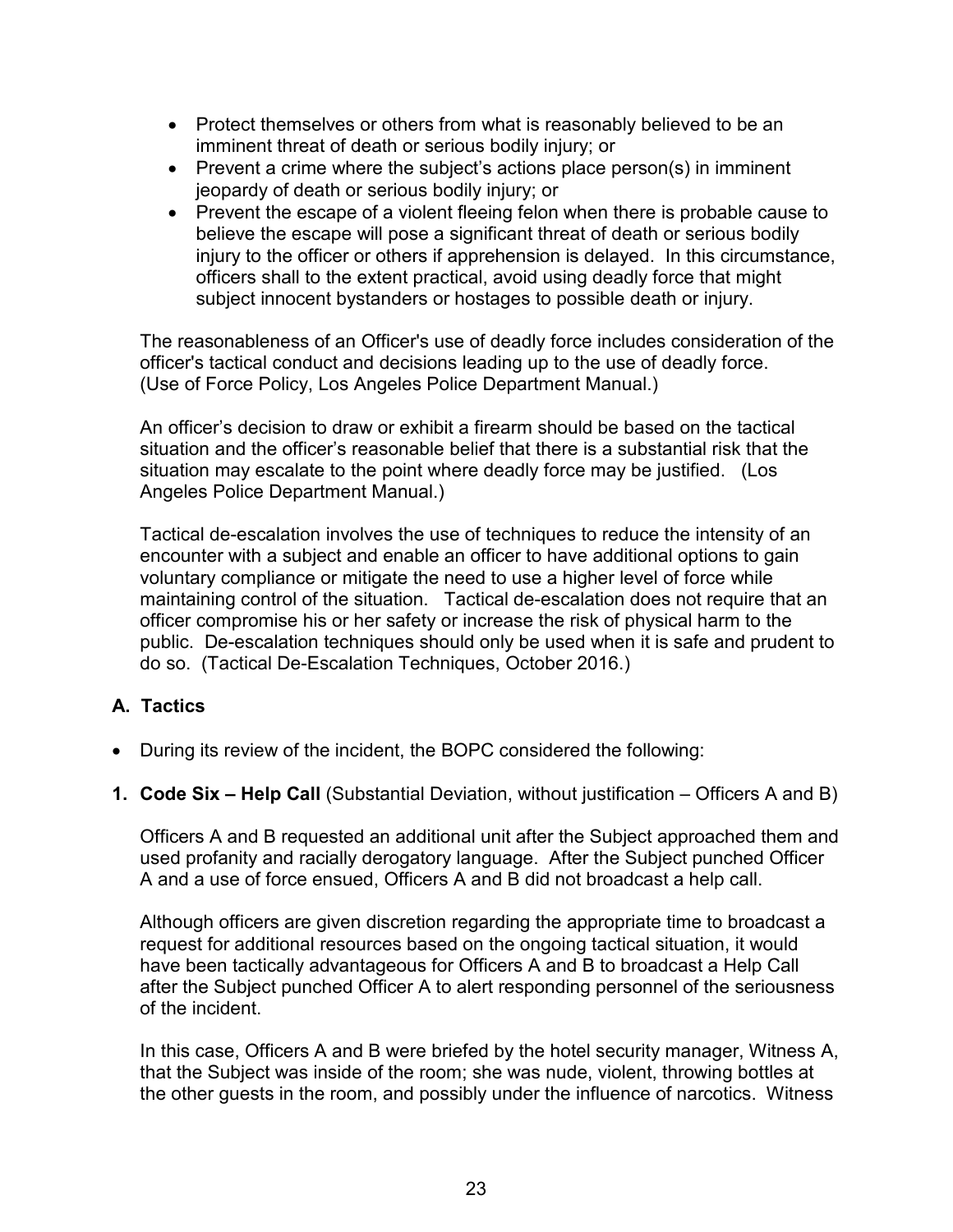- Protect themselves or others from what is reasonably believed to be an imminent threat of death or serious bodily injury; or
- Prevent a crime where the subject's actions place person(s) in imminent jeopardy of death or serious bodily injury; or
- Prevent the escape of a violent fleeing felon when there is probable cause to believe the escape will pose a significant threat of death or serious bodily injury to the officer or others if apprehension is delayed. In this circumstance, officers shall to the extent practical, avoid using deadly force that might subject innocent bystanders or hostages to possible death or injury.

The reasonableness of an Officer's use of deadly force includes consideration of the officer's tactical conduct and decisions leading up to the use of deadly force. (Use of Force Policy, Los Angeles Police Department Manual.)

An officer's decision to draw or exhibit a firearm should be based on the tactical situation and the officer's reasonable belief that there is a substantial risk that the situation may escalate to the point where deadly force may be justified. (Los Angeles Police Department Manual.)

Tactical de-escalation involves the use of techniques to reduce the intensity of an encounter with a subject and enable an officer to have additional options to gain voluntary compliance or mitigate the need to use a higher level of force while maintaining control of the situation. Tactical de-escalation does not require that an officer compromise his or her safety or increase the risk of physical harm to the public. De-escalation techniques should only be used when it is safe and prudent to do so. (Tactical De-Escalation Techniques, October 2016.)

## A. Tactics

- During its review of the incident, the BOPC considered the following:

**1. Code Six – Help Call** (Substantial Deviation, without justification – Officers A and B)

Officers A and B requested an additional unit after the Subject approached them and used profanity and racially derogatory language. After the Subject punched Officer A and a use of force ensued, Officers A and B did not broadcast a help call.

Although officers are given discretion regarding the appropriate time to broadcast a request for additional resources based on the ongoing tactical situation, it would have been tactically advantageous for Officers A and B to broadcast a Help Call after the Subject punched Officer A to alert responding personnel of the seriousness of the incident.

In this case, Officers A and B were briefed by the hotel security manager, Witness A, that the Subject was inside of the room; she was nude, violent, throwing bottles at the other guests in the room, and possibly under the influence of narcotics. Witness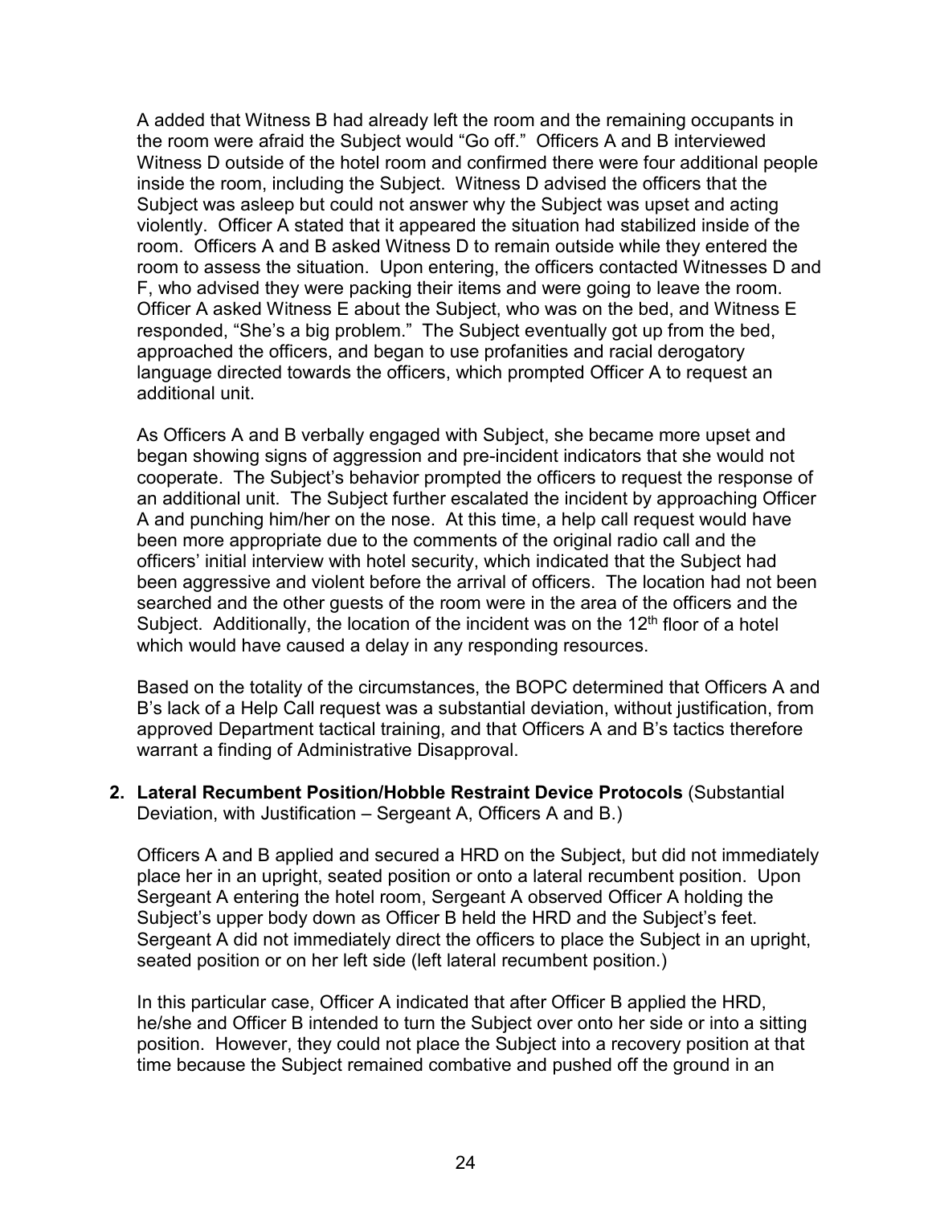A added that Witness B had already left the room and the remaining occupants in the room were afraid the Subject would "Go off." Officers A and B interviewed Witness D outside of the hotel room and confirmed there were four additional people inside the room, including the Subject. Witness D advised the officers that the Subject was asleep but could not answer why the Subject was upset and acting violently. Officer A stated that it appeared the situation had stabilized inside of the room. Officers A and B asked Witness D to remain outside while they entered the room to assess the situation. Upon entering, the officers contacted Witnesses D and F, who advised they were packing their items and were going to leave the room. Officer A asked Witness E about the Subject, who was on the bed, and Witness E responded, "She's a big problem." The Subject eventually got up from the bed, approached the officers, and began to use profanities and racial derogatory language directed towards the officers, which prompted Officer A to request an additional unit.

As Officers A and B verbally engaged with Subject, she became more upset and began showing signs of aggression and pre-incident indicators that she would not cooperate. The Subject's behavior prompted the officers to request the response of an additional unit. The Subject further escalated the incident by approaching Officer A and punching him/her on the nose. At this time, a help call request would have been more appropriate due to the comments of the original radio call and the officers' initial interview with hotel security, which indicated that the Subject had been aggressive and violent before the arrival of officers. The location had not been searched and the other guests of the room were in the area of the officers and the Subject. Additionally, the location of the incident was on the 12th floor of a hotel which would have caused a delay in any responding resources.

Based on the totality of the circumstances, the BOPC determined that Officers A and B's lack of a Help Call request was a substantial deviation, without justification, from approved Department tactical training, and that Officers A and B's tactics therefore warrant a finding of Administrative Disapproval.

2. **Lateral Recumbent Position/Hobble Restraint Device Protocols** (Substantial Deviation, with Justification – Sergeant A, Officers A and B.)

   Officers A and B applied and secured a HRD on the Subject, but did not immediately place her in an upright, seated position or onto a lateral recumbent position. Upon Sergeant A entering the hotel room, Sergeant A observed Officer A holding the Subject's upper body down as Officer B held the HRD and the Subject's feet. Sergeant A did not immediately direct the officers to place the Subject in an upright, seated position or on her left side (left lateral recumbent position.)

   In this particular case, Officer A indicated that after Officer B applied the HRD, he/she and Officer B intended to turn the Subject over onto her side or into a sitting position. However, they could not place the Subject into a recovery position at that time because the Subject remained combative and pushed off the ground in an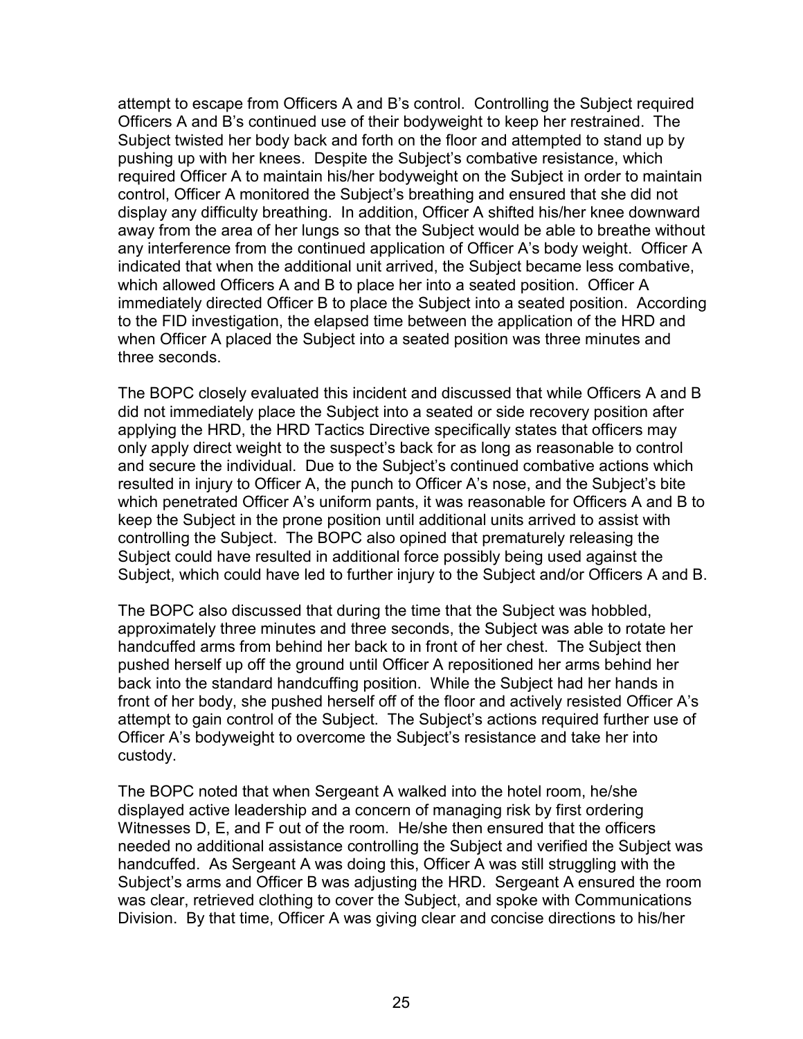attempt to escape from Officers A and B's control. Controlling the Subject required Officers A and B's continued use of their bodyweight to keep her restrained. The Subject twisted her body back and forth on the floor and attempted to stand up by pushing up with her knees. Despite the Subject's combative resistance, which required Officer A to maintain his/her bodyweight on the Subject in order to maintain control, Officer A monitored the Subject's breathing and ensured that she did not display any difficulty breathing. In addition, Officer A shifted his/her knee downward away from the area of her lungs so that the Subject would be able to breathe without any interference from the continued application of Officer A's body weight. Officer A indicated that when the additional unit arrived, the Subject became less combative, which allowed Officers A and B to place her into a seated position. Officer A immediately directed Officer B to place the Subject into a seated position. According to the FID investigation, the elapsed time between the application of the HRD and when Officer A placed the Subject into a seated position was three minutes and three seconds.

The BOPC closely evaluated this incident and discussed that while Officers A and B did not immediately place the Subject into a seated or side recovery position after applying the HRD, the HRD Tactics Directive specifically states that officers may only apply direct weight to the suspect's back for as long as reasonable to control and secure the individual. Due to the Subject's continued combative actions which resulted in injury to Officer A, the punch to Officer A's nose, and the Subject's bite which penetrated Officer A's uniform pants, it was reasonable for Officers A and B to keep the Subject in the prone position until additional units arrived to assist with controlling the Subject. The BOPC also opined that prematurely releasing the Subject could have resulted in additional force possibly being used against the Subject, which could have led to further injury to the Subject and/or Officers A and B.

The BOPC also discussed that during the time that the Subject was hobbled, approximately three minutes and three seconds, the Subject was able to rotate her handcuffed arms from behind her back to in front of her chest. The Subject then pushed herself up off the ground until Officer A repositioned her arms behind her back into the standard handcuffing position. While the Subject had her hands in front of her body, she pushed herself off of the floor and actively resisted Officer A's attempt to gain control of the Subject. The Subject's actions required further use of Officer A's bodyweight to overcome the Subject's resistance and take her into custody.

The BOPC noted that when Sergeant A walked into the hotel room, he/she displayed active leadership and a concern of managing risk by first ordering Witnesses D, E, and F out of the room. He/she then ensured that the officers needed no additional assistance controlling the Subject and verified the Subject was handcuffed. As Sergeant A was doing this, Officer A was still struggling with the Subject's arms and Officer B was adjusting the HRD. Sergeant A ensured the room was clear, retrieved clothing to cover the Subject, and spoke with Communications Division. By that time, Officer A was giving clear and concise directions to his/her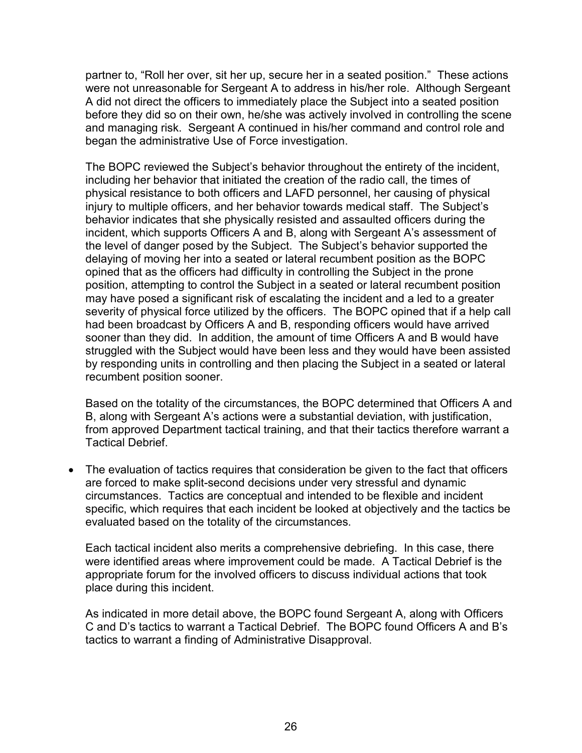partner to, "Roll her over, sit her up, secure her in a seated position." These actions were not unreasonable for Sergeant A to address in his/her role. Although Sergeant A did not direct the officers to immediately place the Subject into a seated position before they did so on their own, he/she was actively involved in controlling the scene and managing risk. Sergeant A continued in his/her command and control role and began the administrative Use of Force investigation.

The BOPC reviewed the Subject's behavior throughout the entirety of the incident, including her behavior that initiated the creation of the radio call, the times of physical resistance to both officers and LAFD personnel, her causing of physical injury to multiple officers, and her behavior towards medical staff. The Subject's behavior indicates that she physically resisted and assaulted officers during the incident, which supports Officers A and B, along with Sergeant A's assessment of the level of danger posed by the Subject. The Subject's behavior supported the delaying of moving her into a seated or lateral recumbent position as the BOPC opined that as the officers had difficulty in controlling the Subject in the prone position, attempting to control the Subject in a seated or lateral recumbent position may have posed a significant risk of escalating the incident and a led to a greater severity of physical force utilized by the officers. The BOPC opined that if a help call had been broadcast by Officers A and B, responding officers would have arrived sooner than they did. In addition, the amount of time Officers A and B would have struggled with the Subject would have been less and they would have been assisted by responding units in controlling and then placing the Subject in a seated or lateral recumbent position sooner.

Based on the totality of the circumstances, the BOPC determined that Officers A and B, along with Sergeant A's actions were a substantial deviation, with justification, from approved Department tactical training, and that their tactics therefore warrant a Tactical Debrief.

- The evaluation of tactics requires that consideration be given to the fact that officers are forced to make split-second decisions under very stressful and dynamic circumstances. Tactics are conceptual and intended to be flexible and incident specific, which requires that each incident be looked at objectively and the tactics be evaluated based on the totality of the circumstances.

  Each tactical incident also merits a comprehensive debriefing. In this case, there were identified areas where improvement could be made. A Tactical Debrief is the appropriate forum for the involved officers to discuss individual actions that took place during this incident.

  As indicated in more detail above, the BOPC found Sergeant A, along with Officers C and D's tactics to warrant a Tactical Debrief. The BOPC found Officers A and B's tactics to warrant a finding of Administrative Disapproval.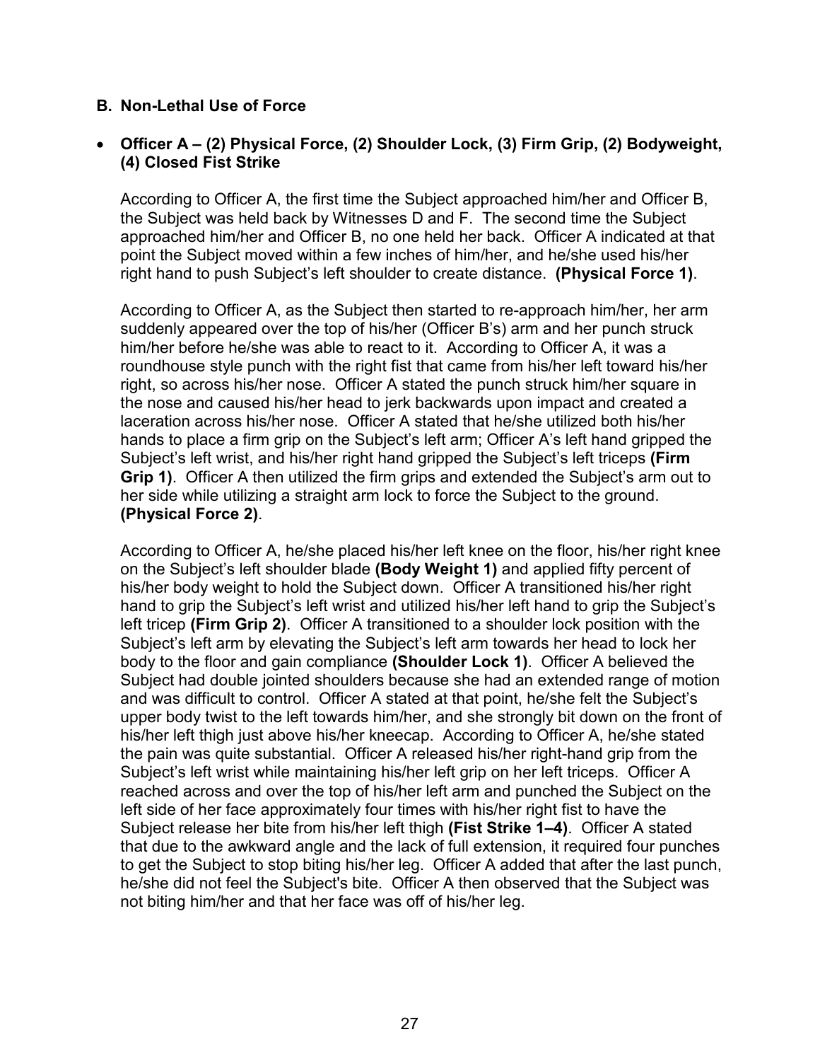### B. Non-Lethal Use of Force

- **Officer A – (2) Physical Force, (2) Shoulder Lock, (3) Firm Grip, (2) Bodyweight, (4) Closed Fist Strike**

  According to Officer A, the first time the Subject approached him/her and Officer B, the Subject was held back by Witnesses D and F. The second time the Subject approached him/her and Officer B, no one held her back. Officer A indicated at that point the Subject moved within a few inches of him/her, and he/she used his/her right hand to push Subject's left shoulder to create distance. **(Physical Force 1)**.

  According to Officer A, as the Subject then started to re-approach him/her, her arm suddenly appeared over the top of his/her (Officer B's) arm and her punch struck him/her before he/she was able to react to it. According to Officer A, it was a roundhouse style punch with the right fist that came from his/her left toward his/her right, so across his/her nose. Officer A stated the punch struck him/her square in the nose and caused his/her head to jerk backwards upon impact and created a laceration across his/her nose. Officer A stated that he/she utilized both his/her hands to place a firm grip on the Subject's left arm; Officer A's left hand gripped the Subject's left wrist, and his/her right hand gripped the Subject's left triceps **(Firm Grip 1)**. Officer A then utilized the firm grips and extended the Subject's arm out to her side while utilizing a straight arm lock to force the Subject to the ground. **(Physical Force 2)**.

  According to Officer A, he/she placed his/her left knee on the floor, his/her right knee on the Subject's left shoulder blade **(Body Weight 1)** and applied fifty percent of his/her body weight to hold the Subject down. Officer A transitioned his/her right hand to grip the Subject's left wrist and utilized his/her left hand to grip the Subject's left tricep **(Firm Grip 2)**. Officer A transitioned to a shoulder lock position with the Subject's left arm by elevating the Subject's left arm towards her head to lock her body to the floor and gain compliance **(Shoulder Lock 1)**. Officer A believed the Subject had double jointed shoulders because she had an extended range of motion and was difficult to control. Officer A stated at that point, he/she felt the Subject's upper body twist to the left towards him/her, and she strongly bit down on the front of his/her left thigh just above his/her kneecap. According to Officer A, he/she stated the pain was quite substantial. Officer A released his/her right-hand grip from the Subject's left wrist while maintaining his/her left grip on her left triceps. Officer A reached across and over the top of his/her left arm and punched the Subject on the left side of her face approximately four times with his/her right fist to have the Subject release her bite from his/her left thigh **(Fist Strike 1–4)**. Officer A stated that due to the awkward angle and the lack of full extension, it required four punches to get the Subject to stop biting his/her leg. Officer A added that after the last punch, he/she did not feel the Subject's bite. Officer A then observed that the Subject was not biting him/her and that her face was off of his/her leg.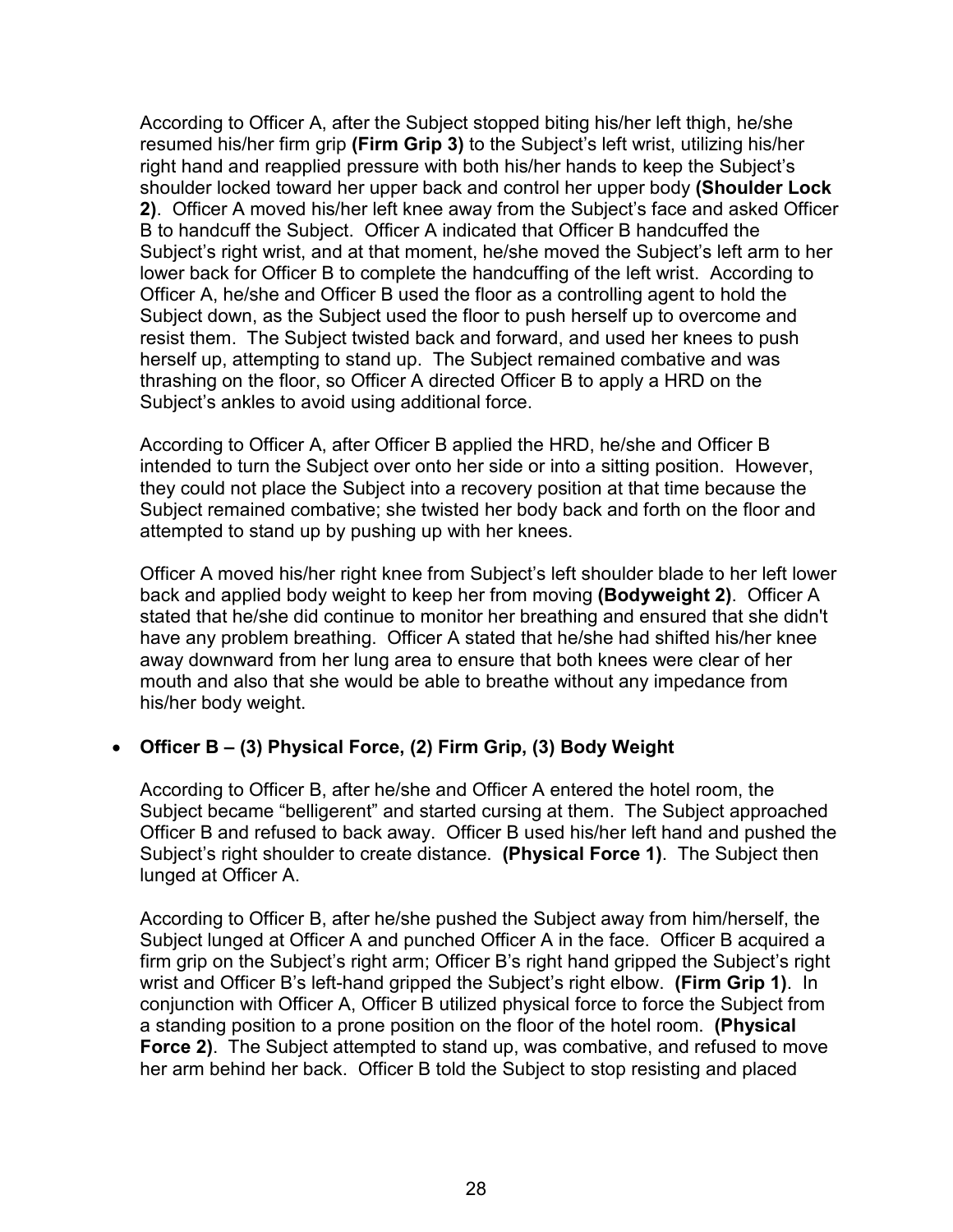According to Officer A, after the Subject stopped biting his/her left thigh, he/she resumed his/her firm grip **(Firm Grip 3)** to the Subject's left wrist, utilizing his/her right hand and reapplied pressure with both his/her hands to keep the Subject's shoulder locked toward her upper back and control her upper body **(Shoulder Lock 2)**. Officer A moved his/her left knee away from the Subject's face and asked Officer B to handcuff the Subject. Officer A indicated that Officer B handcuffed the Subject's right wrist, and at that moment, he/she moved the Subject's left arm to her lower back for Officer B to complete the handcuffing of the left wrist. According to Officer A, he/she and Officer B used the floor as a controlling agent to hold the Subject down, as the Subject used the floor to push herself up to overcome and resist them. The Subject twisted back and forward, and used her knees to push herself up, attempting to stand up. The Subject remained combative and was thrashing on the floor, so Officer A directed Officer B to apply a HRD on the Subject's ankles to avoid using additional force.

According to Officer A, after Officer B applied the HRD, he/she and Officer B intended to turn the Subject over onto her side or into a sitting position. However, they could not place the Subject into a recovery position at that time because the Subject remained combative; she twisted her body back and forth on the floor and attempted to stand up by pushing up with her knees.

Officer A moved his/her right knee from Subject's left shoulder blade to her left lower back and applied body weight to keep her from moving **(Bodyweight 2)**. Officer A stated that he/she did continue to monitor her breathing and ensured that she didn't have any problem breathing. Officer A stated that he/she had shifted his/her knee away downward from her lung area to ensure that both knees were clear of her mouth and also that she would be able to breathe without any impedance from his/her body weight.

- **Officer B – (3) Physical Force, (2) Firm Grip, (3) Body Weight**

According to Officer B, after he/she and Officer A entered the hotel room, the Subject became "belligerent" and started cursing at them. The Subject approached Officer B and refused to back away. Officer B used his/her left hand and pushed the Subject's right shoulder to create distance. **(Physical Force 1)**. The Subject then lunged at Officer A.

According to Officer B, after he/she pushed the Subject away from him/herself, the Subject lunged at Officer A and punched Officer A in the face. Officer B acquired a firm grip on the Subject's right arm; Officer B's right hand gripped the Subject's right wrist and Officer B's left-hand gripped the Subject's right elbow. **(Firm Grip 1)**. In conjunction with Officer A, Officer B utilized physical force to force the Subject from a standing position to a prone position on the floor of the hotel room. **(Physical Force 2)**. The Subject attempted to stand up, was combative, and refused to move her arm behind her back. Officer B told the Subject to stop resisting and placed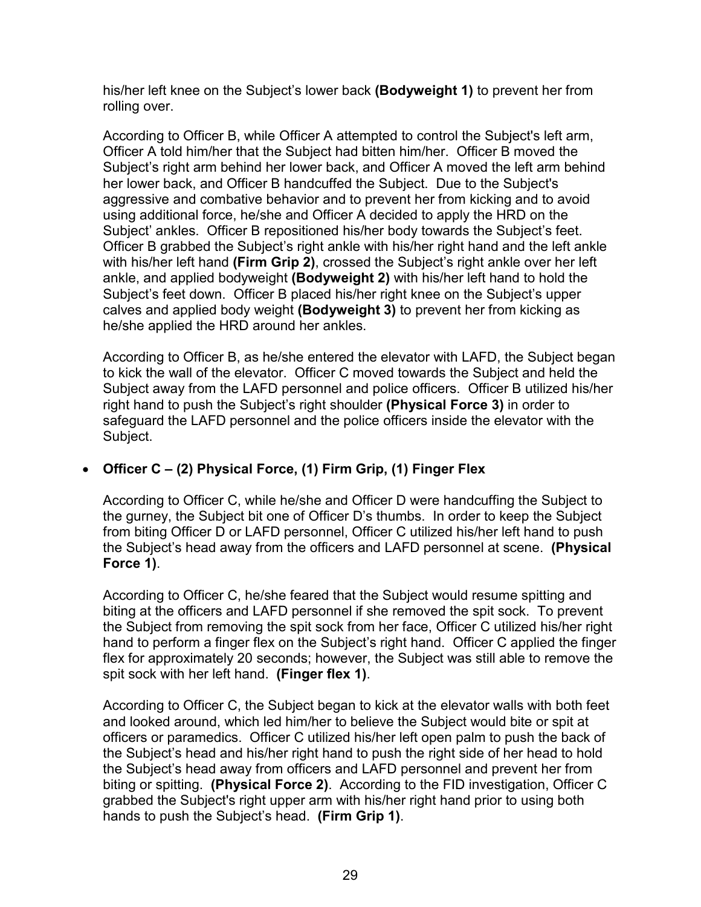his/her left knee on the Subject's lower back **(Bodyweight 1)** to prevent her from rolling over.

According to Officer B, while Officer A attempted to control the Subject's left arm, Officer A told him/her that the Subject had bitten him/her. Officer B moved the Subject's right arm behind her lower back, and Officer A moved the left arm behind her lower back, and Officer B handcuffed the Subject. Due to the Subject's aggressive and combative behavior and to prevent her from kicking and to avoid using additional force, he/she and Officer A decided to apply the HRD on the Subject' ankles. Officer B repositioned his/her body towards the Subject's feet. Officer B grabbed the Subject's right ankle with his/her right hand and the left ankle with his/her left hand **(Firm Grip 2)**, crossed the Subject's right ankle over her left ankle, and applied bodyweight **(Bodyweight 2)** with his/her left hand to hold the Subject's feet down. Officer B placed his/her right knee on the Subject's upper calves and applied body weight **(Bodyweight 3)** to prevent her from kicking as he/she applied the HRD around her ankles.

According to Officer B, as he/she entered the elevator with LAFD, the Subject began to kick the wall of the elevator. Officer C moved towards the Subject and held the Subject away from the LAFD personnel and police officers. Officer B utilized his/her right hand to push the Subject's right shoulder **(Physical Force 3)** in order to safeguard the LAFD personnel and the police officers inside the elevator with the Subject.

- **Officer C – (2) Physical Force, (1) Firm Grip, (1) Finger Flex**

  According to Officer C, while he/she and Officer D were handcuffing the Subject to the gurney, the Subject bit one of Officer D's thumbs. In order to keep the Subject from biting Officer D or LAFD personnel, Officer C utilized his/her left hand to push the Subject's head away from the officers and LAFD personnel at scene. **(Physical Force 1)**.

  According to Officer C, he/she feared that the Subject would resume spitting and biting at the officers and LAFD personnel if she removed the spit sock. To prevent the Subject from removing the spit sock from her face, Officer C utilized his/her right hand to perform a finger flex on the Subject's right hand. Officer C applied the finger flex for approximately 20 seconds; however, the Subject was still able to remove the spit sock with her left hand. **(Finger flex 1)**.

  According to Officer C, the Subject began to kick at the elevator walls with both feet and looked around, which led him/her to believe the Subject would bite or spit at officers or paramedics. Officer C utilized his/her left open palm to push the back of the Subject's head and his/her right hand to push the right side of her head to hold the Subject's head away from officers and LAFD personnel and prevent her from biting or spitting. **(Physical Force 2)**. According to the FID investigation, Officer C grabbed the Subject's right upper arm with his/her right hand prior to using both hands to push the Subject's head. **(Firm Grip 1)**.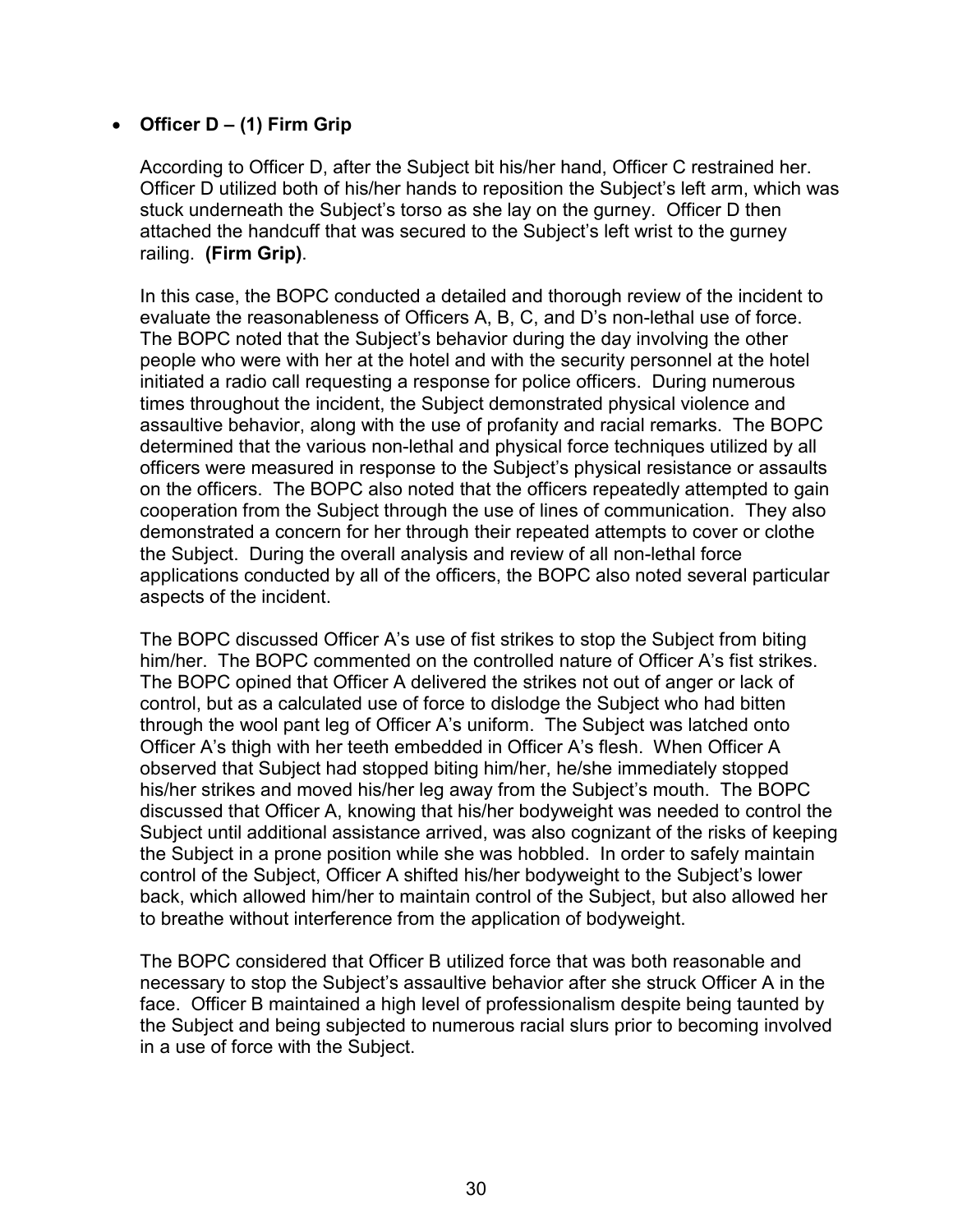- **Officer D – (1) Firm Grip**

  According to Officer D, after the Subject bit his/her hand, Officer C restrained her. Officer D utilized both of his/her hands to reposition the Subject's left arm, which was stuck underneath the Subject's torso as she lay on the gurney. Officer D then attached the handcuff that was secured to the Subject's left wrist to the gurney railing. **(Firm Grip)**.

  In this case, the BOPC conducted a detailed and thorough review of the incident to evaluate the reasonableness of Officers A, B, C, and D's non-lethal use of force. The BOPC noted that the Subject's behavior during the day involving the other people who were with her at the hotel and with the security personnel at the hotel initiated a radio call requesting a response for police officers. During numerous times throughout the incident, the Subject demonstrated physical violence and assaultive behavior, along with the use of profanity and racial remarks. The BOPC determined that the various non-lethal and physical force techniques utilized by all officers were measured in response to the Subject's physical resistance or assaults on the officers. The BOPC also noted that the officers repeatedly attempted to gain cooperation from the Subject through the use of lines of communication. They also demonstrated a concern for her through their repeated attempts to cover or clothe the Subject. During the overall analysis and review of all non-lethal force applications conducted by all of the officers, the BOPC also noted several particular aspects of the incident.

  The BOPC discussed Officer A's use of fist strikes to stop the Subject from biting him/her. The BOPC commented on the controlled nature of Officer A's fist strikes. The BOPC opined that Officer A delivered the strikes not out of anger or lack of control, but as a calculated use of force to dislodge the Subject who had bitten through the wool pant leg of Officer A's uniform. The Subject was latched onto Officer A's thigh with her teeth embedded in Officer A's flesh. When Officer A observed that Subject had stopped biting him/her, he/she immediately stopped his/her strikes and moved his/her leg away from the Subject's mouth. The BOPC discussed that Officer A, knowing that his/her bodyweight was needed to control the Subject until additional assistance arrived, was also cognizant of the risks of keeping the Subject in a prone position while she was hobbled. In order to safely maintain control of the Subject, Officer A shifted his/her bodyweight to the Subject's lower back, which allowed him/her to maintain control of the Subject, but also allowed her to breathe without interference from the application of bodyweight.

  The BOPC considered that Officer B utilized force that was both reasonable and necessary to stop the Subject's assaultive behavior after she struck Officer A in the face. Officer B maintained a high level of professionalism despite being taunted by the Subject and being subjected to numerous racial slurs prior to becoming involved in a use of force with the Subject.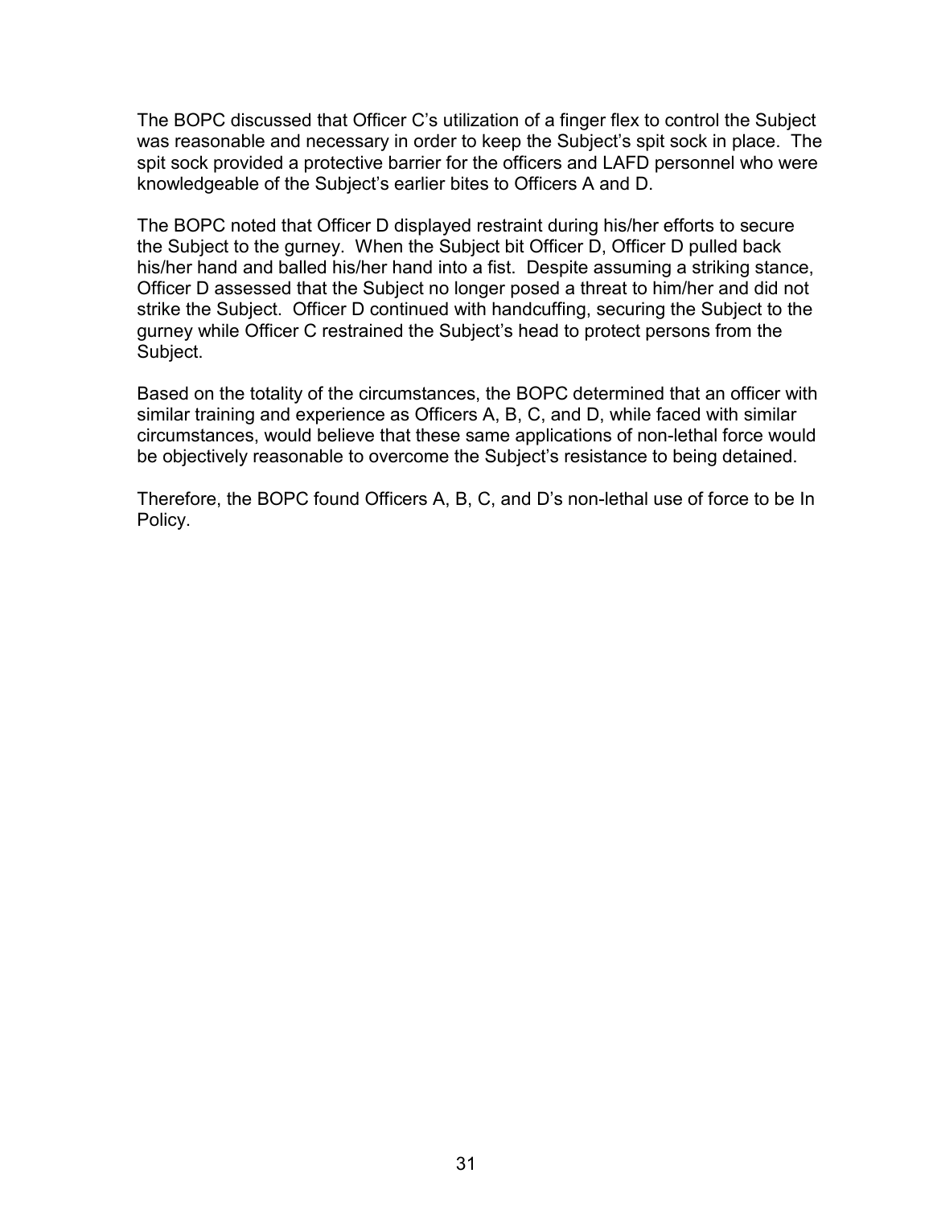The BOPC discussed that Officer C's utilization of a finger flex to control the Subject was reasonable and necessary in order to keep the Subject's spit sock in place. The spit sock provided a protective barrier for the officers and LAFD personnel who were knowledgeable of the Subject's earlier bites to Officers A and D.

The BOPC noted that Officer D displayed restraint during his/her efforts to secure the Subject to the gurney. When the Subject bit Officer D, Officer D pulled back his/her hand and balled his/her hand into a fist. Despite assuming a striking stance, Officer D assessed that the Subject no longer posed a threat to him/her and did not strike the Subject. Officer D continued with handcuffing, securing the Subject to the gurney while Officer C restrained the Subject's head to protect persons from the Subject.

Based on the totality of the circumstances, the BOPC determined that an officer with similar training and experience as Officers A, B, C, and D, while faced with similar circumstances, would believe that these same applications of non-lethal force would be objectively reasonable to overcome the Subject's resistance to being detained.

Therefore, the BOPC found Officers A, B, C, and D's non-lethal use of force to be In Policy.